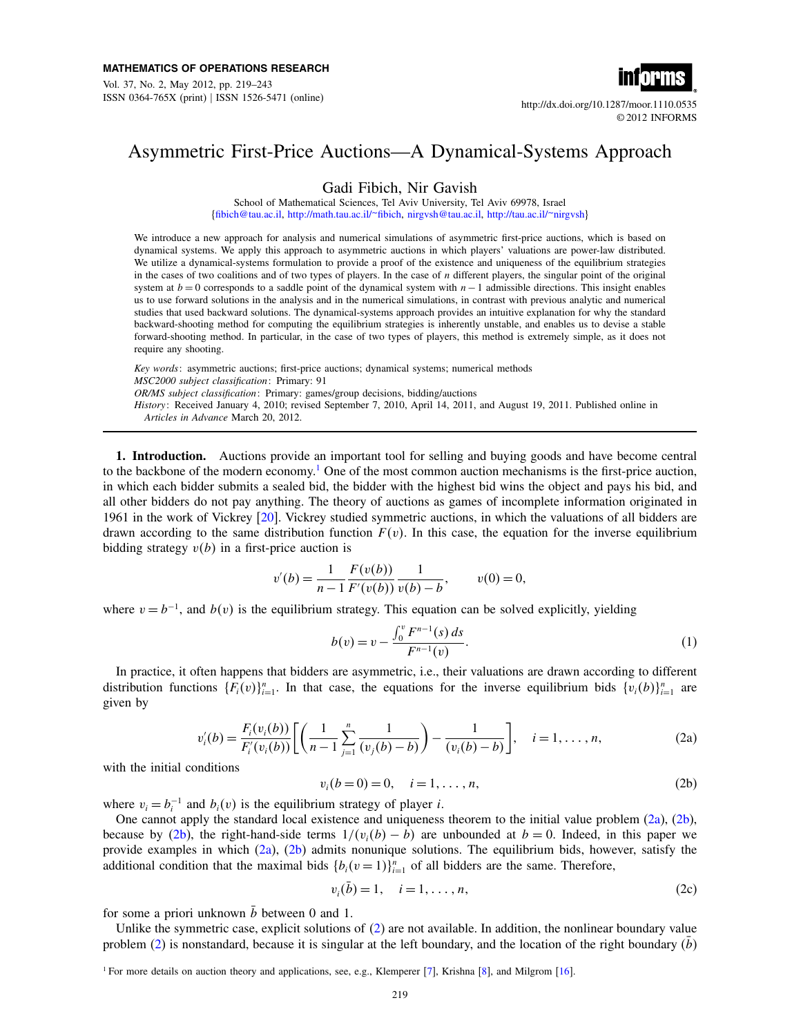# Asymmetric First-Price Auctions—A Dynamical-Systems Approach

Gadi Fibich, Nir Gavish

School of Mathematical Sciences, Tel Aviv University, Tel Aviv 69978, Israel
{fibich@tau.ac.il, http://math.tau.ac.il/~fibich, nirgvsh@tau.ac.il, http://tau.ac.il/~nirgvsh}

We introduce a new approach for analysis and numerical simulations of asymmetric first-price auctions, which is based on dynamical systems. We apply this approach to asymmetric auctions in which players' valuations are power-law distributed. We utilize a dynamical-systems formulation to provide a proof of the existence and uniqueness of the equilibrium strategies in the cases of two coalitions and of two types of players. In the case of $n$ different players, the singular point of the original system at $b = 0$ corresponds to a saddle point of the dynamical system with $n - 1$ admissible directions. This insight enables us to use forward solutions in the analysis and in the numerical simulations, in contrast with previous analytic and numerical studies that used backward solutions. The dynamical-systems approach provides an intuitive explanation for why the standard backward-shooting method for computing the equilibrium strategies is inherently unstable, and enables us to devise a stable forward-shooting method. In particular, in the case of two types of players, this method is extremely simple, as it does not require any shooting.

*Key words*: asymmetric auctions; first-price auctions; dynamical systems; numerical methods

*MSC2000 subject classification*: Primary: 91

*OR/MS subject classification*: Primary: games/group decisions, bidding/auctions

*History*: Received January 4, 2010; revised September 7, 2010, April 14, 2011, and August 19, 2011. Published online in *Articles in Advance* March 20, 2012.

**1. Introduction.** Auctions provide an important tool for selling and buying goods and have become central to the backbone of the modern economy.[1] One of the most common auction mechanisms is the first-price auction, in which each bidder submits a sealed bid, the bidder with the highest bid wins the object and pays his bid, and all other bidders do not pay anything. The theory of auctions as games of incomplete information originated in 1961 in the work of Vickrey [20]. Vickrey studied symmetric auctions, in which the valuations of all bidders are drawn according to the same distribution function $F(v)$. In this case, the equation for the inverse equilibrium bidding strategy $v(b)$ in a first-price auction is

$$v'(b) = \frac{1}{n-1}\frac{F(v(b))}{F'(v(b))}\frac{1}{v(b)-b}, \qquad v(0) = 0,$$

where $v = b^{-1}$, and $b(v)$ is the equilibrium strategy. This equation can be solved explicitly, yielding

$$b(v) = v - \frac{\int_0^v F^{n-1}(s)\,ds}{F^{n-1}(v)}. \tag{1}$$

In practice, it often happens that bidders are asymmetric, i.e., their valuations are drawn according to different distribution functions $\{F_i(v)\}_{i=1}^n$. In that case, the equations for the inverse equilibrium bids $\{v_i(b)\}_{i=1}^n$ are given by

$$v_i'(b) = \frac{F_i(v_i(b))}{F_i'(v_i(b))}\left[\left(\frac{1}{n-1}\sum_{j=1}^n \frac{1}{(v_j(b)-b)}\right) - \frac{1}{(v_i(b)-b)}\right], \quad i = 1, \dots, n, \tag{2a}$$

with the initial conditions

$$v_i(b = 0) = 0, \quad i = 1, \dots, n, \tag{2b}$$

where $v_i = b_i^{-1}$ and $b_i(v)$ is the equilibrium strategy of player $i$.

One cannot apply the standard local existence and uniqueness theorem to the initial value problem (2a), (2b), because by (2b), the right-hand-side terms $1/(v_i(b) - b)$ are unbounded at $b = 0$. Indeed, in this paper we provide examples in which (2a), (2b) admits nonunique solutions. The equilibrium bids, however, satisfy the additional condition that the maximal bids $\{b_i(v = 1)\}_{i=1}^n$ of all bidders are the same. Therefore,

$$v_i(\bar{b}) = 1, \quad i = 1, \dots, n, \tag{2c}$$

for some a priori unknown $\bar{b}$ between 0 and 1.

Unlike the symmetric case, explicit solutions of (2) are not available. In addition, the nonlinear boundary value problem (2) is nonstandard, because it is singular at the left boundary, and the location of the right boundary ($\bar{b}$)

[1] For more details on auction theory and applications, see, e.g., Klemperer [7], Krishna [8], and Milgrom [16].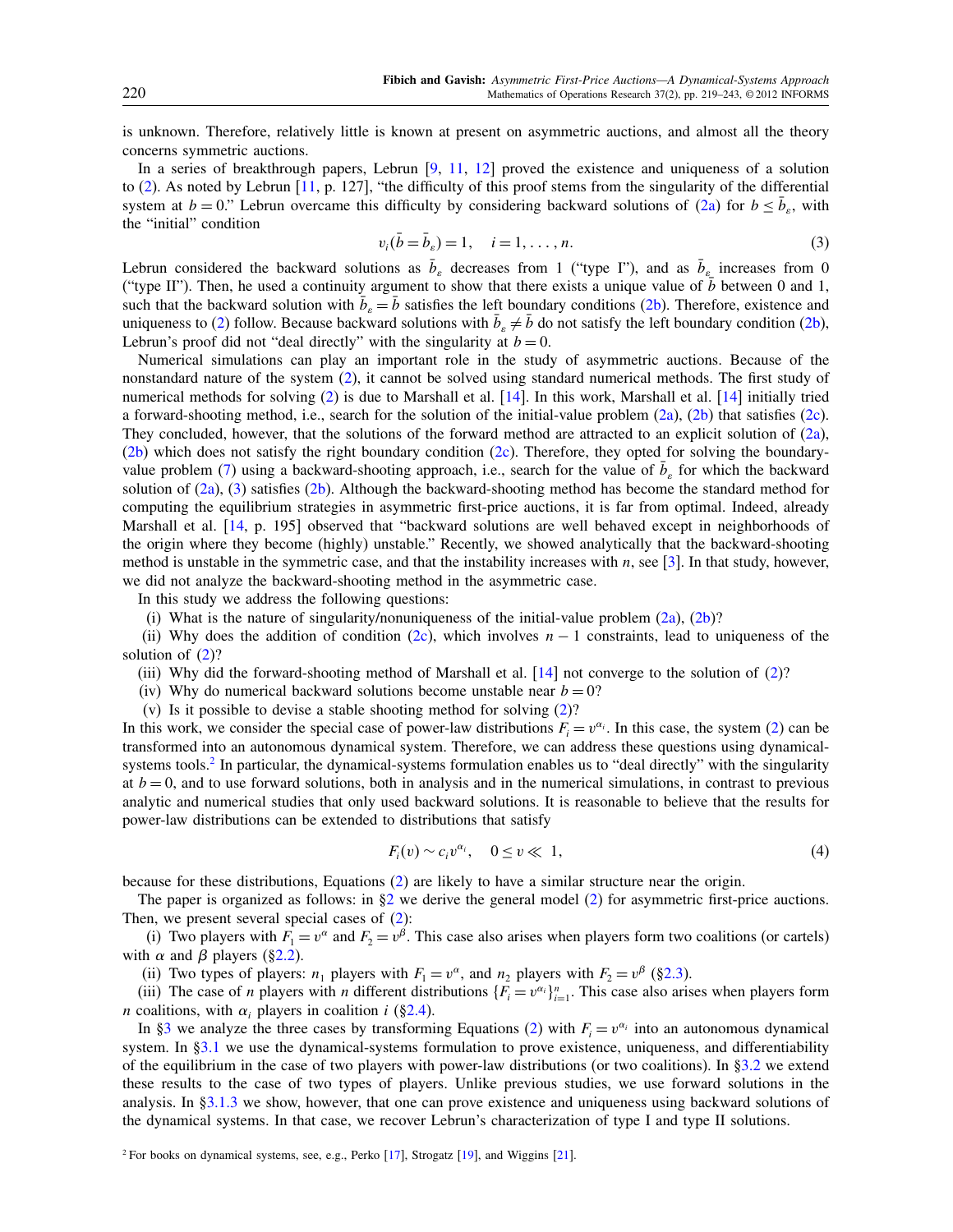is unknown. Therefore, relatively little is known at present on asymmetric auctions, and almost all the theory concerns symmetric auctions.

In a series of breakthrough papers, Lebrun [9, 11, 12] proved the existence and uniqueness of a solution to (2). As noted by Lebrun [11, p. 127], "the difficulty of this proof stems from the singularity of the differential system at $b = 0$." Lebrun overcame this difficulty by considering backward solutions of (2a) for $b \le \bar{b}_\varepsilon$, with the "initial" condition

$$v_i(\bar{b} = \bar{b}_\varepsilon) = 1, \quad i = 1, \ldots, n. \tag{3}$$

Lebrun considered the backward solutions as $\bar{b}_\varepsilon$ decreases from 1 ("type I"), and as $\bar{b}_\varepsilon$ increases from 0 ("type II"). Then, he used a continuity argument to show that there exists a unique value of $\bar{b}$ between 0 and 1, such that the backward solution with $\bar{b}_\varepsilon = \bar{b}$ satisfies the left boundary conditions (2b). Therefore, existence and uniqueness to (2) follow. Because backward solutions with $\bar{b}_\varepsilon \ne \bar{b}$ do not satisfy the left boundary condition (2b), Lebrun's proof did not "deal directly" with the singularity at $b = 0$.

Numerical simulations can play an important role in the study of asymmetric auctions. Because of the nonstandard nature of the system (2), it cannot be solved using standard numerical methods. The first study of numerical methods for solving (2) is due to Marshall et al. [14]. In this work, Marshall et al. [14] initially tried a forward-shooting method, i.e., search for the solution of the initial-value problem (2a), (2b) that satisfies (2c). They concluded, however, that the solutions of the forward method are attracted to an explicit solution of (2a), (2b) which does not satisfy the right boundary condition (2c). Therefore, they opted for solving the boundary-value problem (7) using a backward-shooting approach, i.e., search for the value of $\bar{b}_\varepsilon$ for which the backward solution of (2a), (3) satisfies (2b). Although the backward-shooting method has become the standard method for computing the equilibrium strategies in asymmetric first-price auctions, it is far from optimal. Indeed, already Marshall et al. [14, p. 195] observed that "backward solutions are well behaved except in neighborhoods of the origin where they become (highly) unstable." Recently, we showed analytically that the backward-shooting method is unstable in the symmetric case, and that the instability increases with $n$, see [3]. In that study, however, we did not analyze the backward-shooting method in the asymmetric case.

In this study we address the following questions:

(i) What is the nature of singularity/nonuniqueness of the initial-value problem (2a), (2b)?

(ii) Why does the addition of condition (2c), which involves $n-1$ constraints, lead to uniqueness of the solution of (2)?

(iii) Why did the forward-shooting method of Marshall et al. [14] not converge to the solution of (2)?

(iv) Why do numerical backward solutions become unstable near $b = 0$?

(v) Is it possible to devise a stable shooting method for solving (2)?

In this work, we consider the special case of power-law distributions $F_i = v^{\alpha_i}$. In this case, the system (2) can be transformed into an autonomous dynamical system. Therefore, we can address these questions using dynamical-systems tools.[2] In particular, the dynamical-systems formulation enables us to "deal directly" with the singularity at $b = 0$, and to use forward solutions, both in analysis and in the numerical simulations, in contrast to previous analytic and numerical studies that only used backward solutions. It is reasonable to believe that the results for power-law distributions can be extended to distributions that satisfy

$$F_i(v) \sim c_i v^{\alpha_i}, \quad 0 \le v \ll 1, \tag{4}$$

because for these distributions, Equations (2) are likely to have a similar structure near the origin.

The paper is organized as follows: in §2 we derive the general model (2) for asymmetric first-price auctions. Then, we present several special cases of (2):

(i) Two players with $F_1 = v^\alpha$ and $F_2 = v^\beta$. This case also arises when players form two coalitions (or cartels) with $\alpha$ and $\beta$ players (§2.2).

(ii) Two types of players: $n_1$ players with $F_1 = v^\alpha$, and $n_2$ players with $F_2 = v^\beta$ (§2.3).

(iii) The case of $n$ players with $n$ different distributions $\{F_i = v^{\alpha_i}\}_{i=1}^n$. This case also arises when players form $n$ coalitions, with $\alpha_i$ players in coalition $i$ (§2.4).

In §3 we analyze the three cases by transforming Equations (2) with $F_i = v^{\alpha_i}$ into an autonomous dynamical system. In §3.1 we use the dynamical-systems formulation to prove existence, uniqueness, and differentiability of the equilibrium in the case of two players with power-law distributions (or two coalitions). In §3.2 we extend these results to the case of two types of players. Unlike previous studies, we use forward solutions in the analysis. In §3.1.3 we show, however, that one can prove existence and uniqueness using backward solutions of the dynamical systems. In that case, we recover Lebrun's characterization of type I and type II solutions.

[2] For books on dynamical systems, see, e.g., Perko [17], Strogatz [19], and Wiggins [21].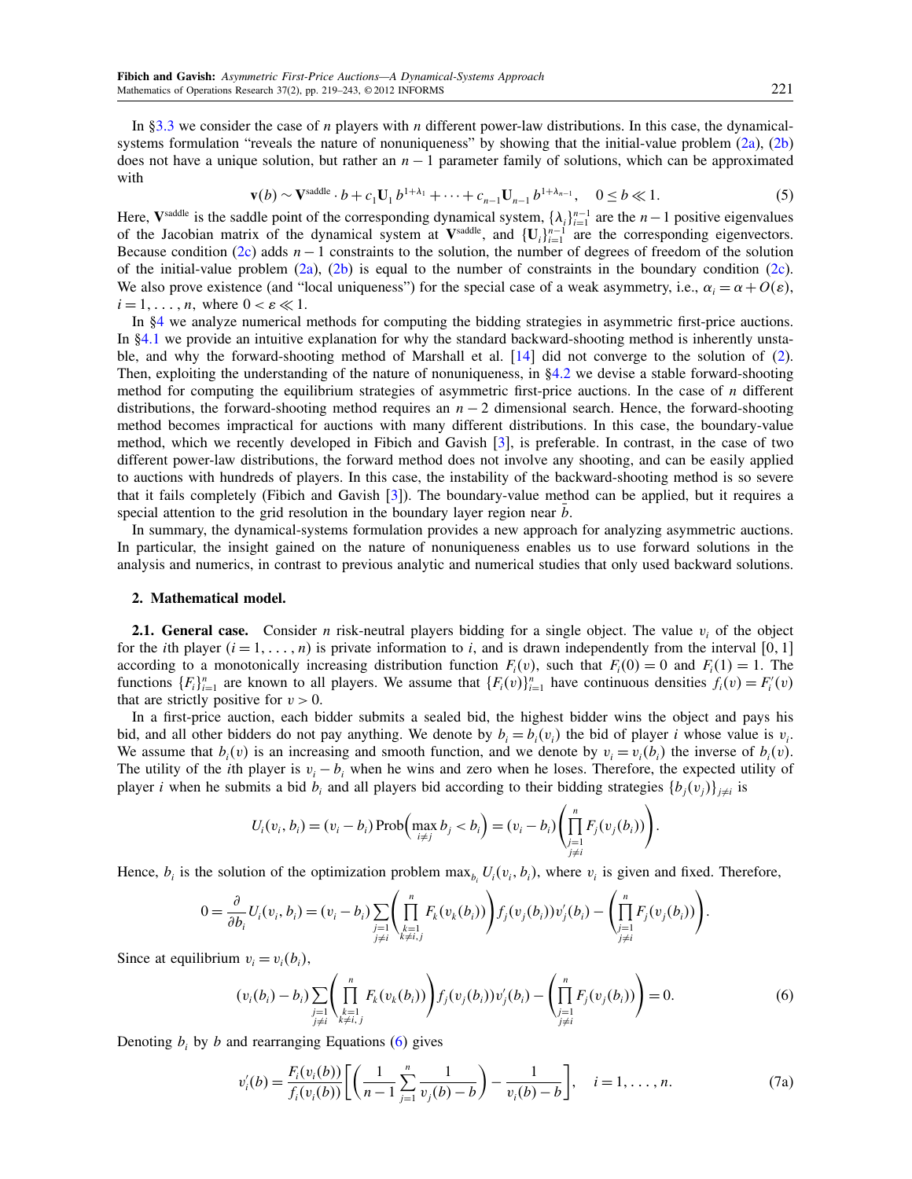In §3.3 we consider the case of $n$ players with $n$ different power-law distributions. In this case, the dynamical-systems formulation "reveals the nature of nonuniqueness" by showing that the initial-value problem (2a), (2b) does not have a unique solution, but rather an $n-1$ parameter family of solutions, which can be approximated with

$$\mathbf{v}(b) \sim \mathbf{V}^{\text{saddle}} \cdot b + c_1 \mathbf{U}_1\, b^{1+\lambda_1} + \cdots + c_{n-1} \mathbf{U}_{n-1}\, b^{1+\lambda_{n-1}}, \quad 0 \le b \ll 1. \tag{5}$$

Here, $\mathbf{V}^{\text{saddle}}$ is the saddle point of the corresponding dynamical system, $\{\lambda_i\}_{i=1}^{n-1}$ are the $n-1$ positive eigenvalues of the Jacobian matrix of the dynamical system at $\mathbf{V}^{\text{saddle}}$, and $\{\mathbf{U}_i\}_{i=1}^{n-1}$ are the corresponding eigenvectors. Because condition (2c) adds $n-1$ constraints to the solution, the number of degrees of freedom of the solution of the initial-value problem (2a), (2b) is equal to the number of constraints in the boundary condition (2c). We also prove existence (and "local uniqueness") for the special case of a weak asymmetry, i.e., $\alpha_i = \alpha + O(\varepsilon)$, $i = 1, \ldots, n$, where $0 < \varepsilon \ll 1$.

In §4 we analyze numerical methods for computing the bidding strategies in asymmetric first-price auctions. In §4.1 we provide an intuitive explanation for why the standard backward-shooting method is inherently unstable, and why the forward-shooting method of Marshall et al. [14] did not converge to the solution of (2). Then, exploiting the understanding of the nature of nonuniqueness, in §4.2 we devise a stable forward-shooting method for computing the equilibrium strategies of asymmetric first-price auctions. In the case of $n$ different distributions, the forward-shooting method requires an $n-2$ dimensional search. Hence, the forward-shooting method becomes impractical for auctions with many different distributions. In this case, the boundary-value method, which we recently developed in Fibich and Gavish [3], is preferable. In contrast, in the case of two different power-law distributions, the forward method does not involve any shooting, and can be easily applied to auctions with hundreds of players. In this case, the instability of the backward-shooting method is so severe that it fails completely (Fibich and Gavish [3]). The boundary-value method can be applied, but it requires a special attention to the grid resolution in the boundary layer region near $\bar{b}$.

In summary, the dynamical-systems formulation provides a new approach for analyzing asymmetric auctions. In particular, the insight gained on the nature of nonuniqueness enables us to use forward solutions in the analysis and numerics, in contrast to previous analytic and numerical studies that only used backward solutions.

## 2. Mathematical model.

**2.1. General case.** Consider $n$ risk-neutral players bidding for a single object. The value $v_i$ of the object for the $i$th player ($i = 1, \ldots, n$) is private information to $i$, and is drawn independently from the interval $[0, 1]$ according to a monotonically increasing distribution function $F_i(v)$, such that $F_i(0) = 0$ and $F_i(1) = 1$. The functions $\{F_i\}_{i=1}^n$ are known to all players. We assume that $\{F_i(v)\}_{i=1}^n$ have continuous densities $f_i(v) = F_i'(v)$ that are strictly positive for $v > 0$.

In a first-price auction, each bidder submits a sealed bid, the highest bidder wins the object and pays his bid, and all other bidders do not pay anything. We denote by $b_i = b_i(v_i)$ the bid of player $i$ whose value is $v_i$. We assume that $b_i(v)$ is an increasing and smooth function, and we denote by $v_i = v_i(b_i)$ the inverse of $b_i(v)$. The utility of the $i$th player is $v_i - b_i$ when he wins and zero when he loses. Therefore, the expected utility of player $i$ when he submits a bid $b_i$ and all players bid according to their bidding strategies $\{b_j(v_j)\}_{j \ne i}$ is

$$U_i(v_i, b_i) = (v_i - b_i) \operatorname{Prob}\Big(\max_{i \ne j} b_j < b_i\Big) = (v_i - b_i) \left( \prod_{\substack{j=1 \\ j \ne i}}^{n} F_j(v_j(b_i)) \right).$$

Hence, $b_i$ is the solution of the optimization problem $\max_{b_i} U_i(v_i, b_i)$, where $v_i$ is given and fixed. Therefore,

$$0 = \frac{\partial}{\partial b_i} U_i(v_i, b_i) = (v_i - b_i) \sum_{\substack{j=1 \\ j \ne i}} \left( \prod_{\substack{k=1 \\ k \ne i, j}}^{n} F_k(v_k(b_i)) \right) f_j(v_j(b_i)) v_j'(b_i) - \left( \prod_{\substack{j=1 \\ j \ne i}}^{n} F_j(v_j(b_i)) \right).$$

Since at equilibrium $v_i = v_i(b_i)$,

$$(v_i(b_i) - b_i) \sum_{\substack{j=1 \\ j \ne i}} \left( \prod_{\substack{k=1 \\ k \ne i, j}}^{n} F_k(v_k(b_i)) \right) f_j(v_j(b_i)) v_j'(b_i) - \left( \prod_{\substack{j=1 \\ j \ne i}}^{n} F_j(v_j(b_i)) \right) = 0. \tag{6}$$

Denoting $b_i$ by $b$ and rearranging Equations (6) gives

$$v_i'(b) = \frac{F_i(v_i(b))}{f_i(v_i(b))} \left[ \left( \frac{1}{n-1} \sum_{j=1}^{n} \frac{1}{v_j(b) - b} \right) - \frac{1}{v_i(b) - b} \right], \quad i = 1, \ldots, n. \tag{7a}$$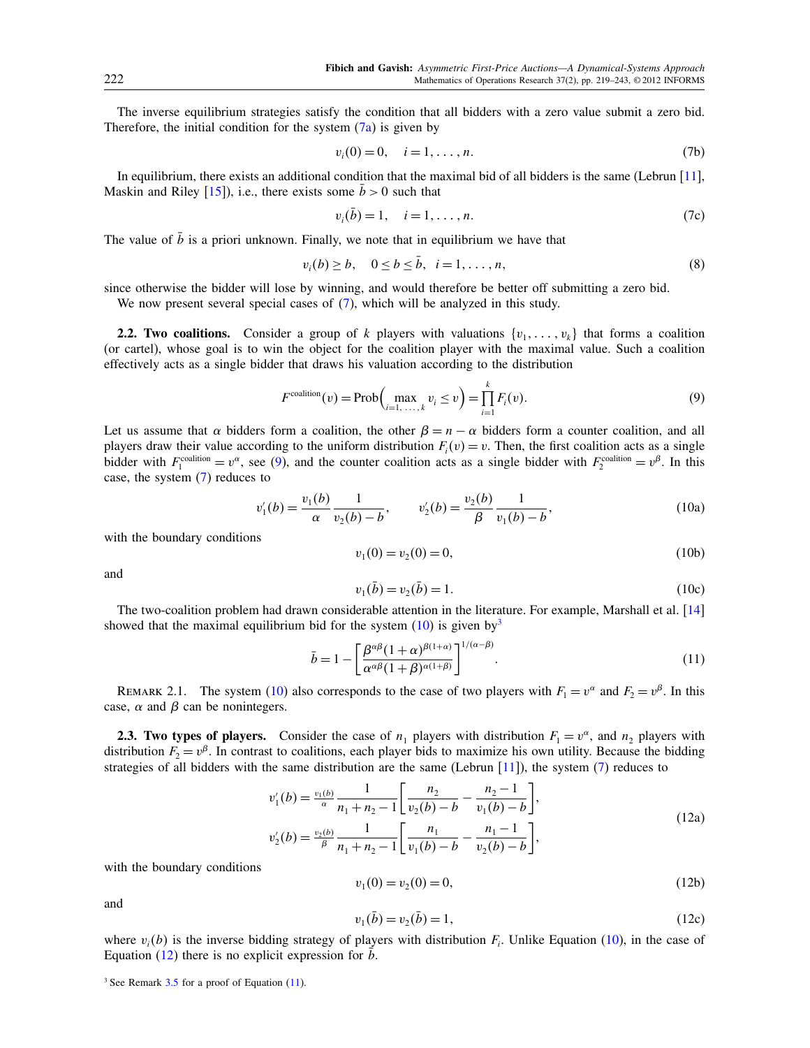The inverse equilibrium strategies satisfy the condition that all bidders with a zero value submit a zero bid. Therefore, the initial condition for the system (7a) is given by

$$v_i(0) = 0, \quad i = 1, \ldots, n. \tag{7b}$$

In equilibrium, there exists an additional condition that the maximal bid of all bidders is the same (Lebrun [11], Maskin and Riley [15]), i.e., there exists some $\bar{b} > 0$ such that

$$v_i(\bar{b}) = 1, \quad i = 1, \ldots, n. \tag{7c}$$

The value of $\bar{b}$ is a priori unknown. Finally, we note that in equilibrium we have that

$$v_i(b) \geq b, \quad 0 \leq b \leq \bar{b}, \quad i = 1, \ldots, n, \tag{8}$$

since otherwise the bidder will lose by winning, and would therefore be better off submitting a zero bid.

We now present several special cases of (7), which will be analyzed in this study.

**2.2. Two coalitions.** Consider a group of $k$ players with valuations $\{v_1, \ldots, v_k\}$ that forms a coalition (or cartel), whose goal is to win the object for the coalition player with the maximal value. Such a coalition effectively acts as a single bidder that draws his valuation according to the distribution

$$F^{\text{coalition}}(v) = \text{Prob}\Big(\max_{i=1,\ldots,k} v_i \leq v\Big) = \prod_{i=1}^{k} F_i(v). \tag{9}$$

Let us assume that $\alpha$ bidders form a coalition, the other $\beta = n - \alpha$ bidders form a counter coalition, and all players draw their value according to the uniform distribution $F_i(v) = v$. Then, the first coalition acts as a single bidder with $F_1^{\text{coalition}} = v^\alpha$, see (9), and the counter coalition acts as a single bidder with $F_2^{\text{coalition}} = v^\beta$. In this case, the system (7) reduces to

$$v_1'(b) = \frac{v_1(b)}{\alpha} \frac{1}{v_2(b) - b}, \qquad v_2'(b) = \frac{v_2(b)}{\beta} \frac{1}{v_1(b) - b}, \tag{10a}$$

with the boundary conditions

$$v_1(0) = v_2(0) = 0, \tag{10b}$$

and

$$v_1(\bar{b}) = v_2(\bar{b}) = 1. \tag{10c}$$

The two-coalition problem had drawn considerable attention in the literature. For example, Marshall et al. [14] showed that the maximal equilibrium bid for the system (10) is given by[3]

$$\bar{b} = 1 - \left[\frac{\beta^{\alpha\beta}(1+\alpha)^{\beta(1+\alpha)}}{\alpha^{\alpha\beta}(1+\beta)^{\alpha(1+\beta)}}\right]^{1/(\alpha-\beta)}. \tag{11}$$

Remark 2.1. The system (10) also corresponds to the case of two players with $F_1 = v^\alpha$ and $F_2 = v^\beta$. In this case, $\alpha$ and $\beta$ can be nonintegers.

**2.3. Two types of players.** Consider the case of $n_1$ players with distribution $F_1 = v^\alpha$, and $n_2$ players with distribution $F_2 = v^\beta$. In contrast to coalitions, each player bids to maximize his own utility. Because the bidding strategies of all bidders with the same distribution are the same (Lebrun [11]), the system (7) reduces to

$$\begin{aligned}
v_1'(b) &= \tfrac{v_1(b)}{\alpha} \frac{1}{n_1 + n_2 - 1}\left[\frac{n_2}{v_2(b) - b} - \frac{n_2 - 1}{v_1(b) - b}\right], \\
v_2'(b) &= \tfrac{v_2(b)}{\beta} \frac{1}{n_1 + n_2 - 1}\left[\frac{n_1}{v_1(b) - b} - \frac{n_1 - 1}{v_2(b) - b}\right],
\end{aligned} \tag{12a}$$

with the boundary conditions

$$v_1(0) = v_2(0) = 0, \tag{12b}$$

and

$$v_1(\bar{b}) = v_2(\bar{b}) = 1, \tag{12c}$$

where $v_i(b)$ is the inverse bidding strategy of players with distribution $F_i$. Unlike Equation (10), in the case of Equation (12) there is no explicit expression for $\bar{b}$.

[3] See Remark 3.5 for a proof of Equation (11).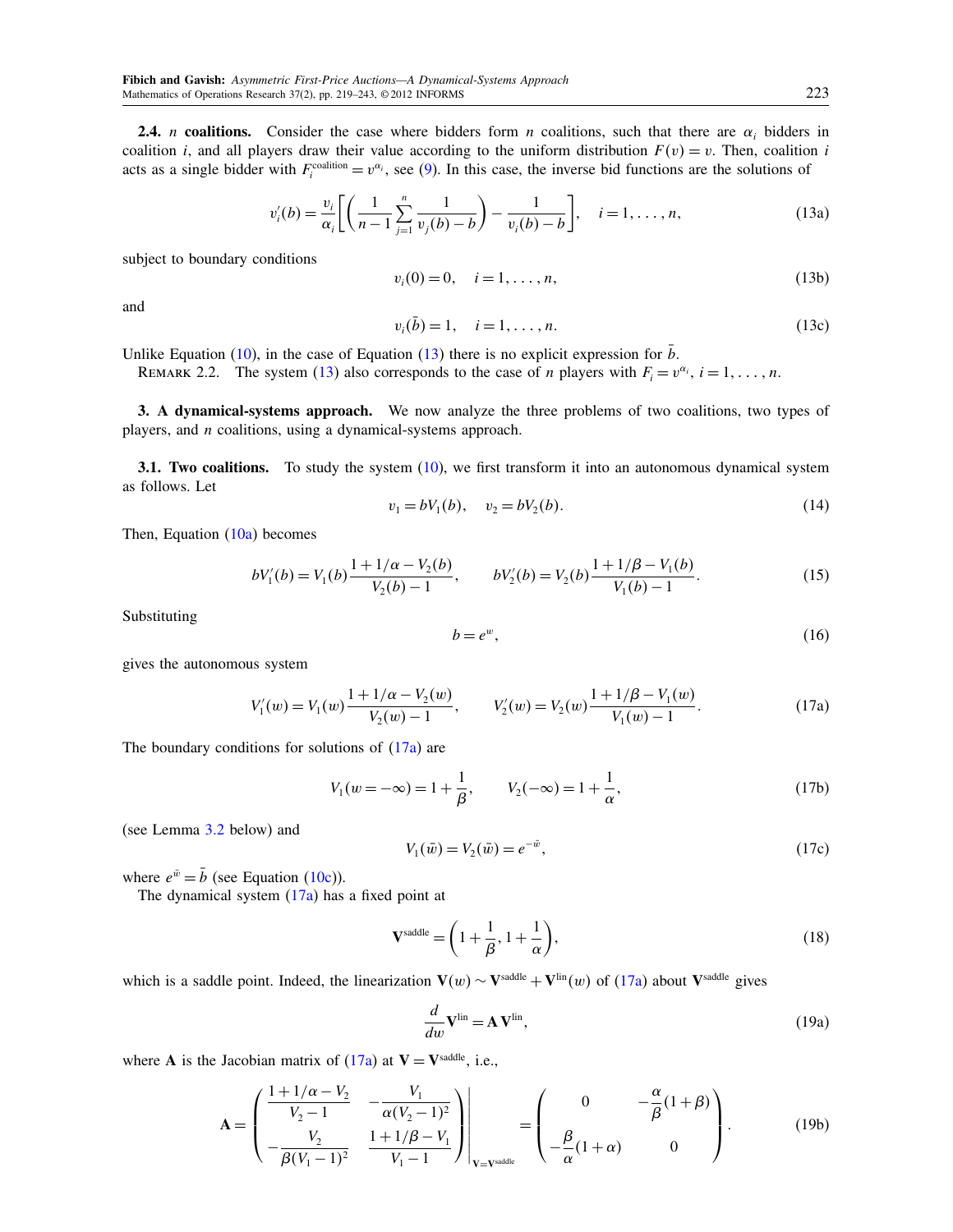**2.4. $n$ coalitions.** Consider the case where bidders form $n$ coalitions, such that there are $\alpha_i$ bidders in coalition $i$, and all players draw their value according to the uniform distribution $F(v) = v$. Then, coalition $i$ acts as a single bidder with $F_i^{\text{coalition}} = v^{\alpha_i}$, see (9). In this case, the inverse bid functions are the solutions of

$$v_i'(b) = \frac{v_i}{\alpha_i}\left[\left(\frac{1}{n-1}\sum_{j=1}^{n}\frac{1}{v_j(b)-b}\right) - \frac{1}{v_i(b)-b}\right], \quad i = 1, \ldots, n, \tag{13a}$$

subject to boundary conditions

$$v_i(0) = 0, \quad i = 1, \ldots, n, \tag{13b}$$

and

$$v_i(\bar{b}) = 1, \quad i = 1, \ldots, n. \tag{13c}$$

Unlike Equation (10), in the case of Equation (13) there is no explicit expression for $\bar{b}$.

REMARK 2.2. The system (13) also corresponds to the case of $n$ players with $F_i = v^{\alpha_i}$, $i = 1, \ldots, n$.

## 3. A dynamical-systems approach.

We now analyze the three problems of two coalitions, two types of players, and $n$ coalitions, using a dynamical-systems approach.

### 3.1. Two coalitions.

To study the system (10), we first transform it into an autonomous dynamical system as follows. Let

$$v_1 = bV_1(b), \quad v_2 = bV_2(b). \tag{14}$$

Then, Equation (10a) becomes

$$bV_1'(b) = V_1(b)\frac{1 + 1/\alpha - V_2(b)}{V_2(b) - 1}, \qquad bV_2'(b) = V_2(b)\frac{1 + 1/\beta - V_1(b)}{V_1(b) - 1}. \tag{15}$$

Substituting

$$b = e^w, \tag{16}$$

gives the autonomous system

$$V_1'(w) = V_1(w)\frac{1 + 1/\alpha - V_2(w)}{V_2(w) - 1}, \qquad V_2'(w) = V_2(w)\frac{1 + 1/\beta - V_1(w)}{V_1(w) - 1}. \tag{17a}$$

The boundary conditions for solutions of (17a) are

$$V_1(w = -\infty) = 1 + \frac{1}{\beta}, \qquad V_2(-\infty) = 1 + \frac{1}{\alpha}, \tag{17b}$$

(see Lemma 3.2 below) and

$$V_1(\bar{w}) = V_2(\bar{w}) = e^{-\bar{w}}, \tag{17c}$$

where $e^{\bar{w}} = \bar{b}$ (see Equation (10c)).

The dynamical system (17a) has a fixed point at

$$\mathbf{V}^{\text{saddle}} = \left(1 + \frac{1}{\beta}, 1 + \frac{1}{\alpha}\right), \tag{18}$$

which is a saddle point. Indeed, the linearization $\mathbf{V}(w) \sim \mathbf{V}^{\text{saddle}} + \mathbf{V}^{\text{lin}}(w)$ of (17a) about $\mathbf{V}^{\text{saddle}}$ gives

$$\frac{d}{dw}\mathbf{V}^{\text{lin}} = \mathbf{A}\,\mathbf{V}^{\text{lin}}, \tag{19a}$$

where $\mathbf{A}$ is the Jacobian matrix of (17a) at $\mathbf{V} = \mathbf{V}^{\text{saddle}}$, i.e.,

$$\mathbf{A} = \left.\begin{pmatrix} \dfrac{1 + 1/\alpha - V_2}{V_2 - 1} & -\dfrac{V_1}{\alpha(V_2 - 1)^2} \\ -\dfrac{V_2}{\beta(V_1 - 1)^2} & \dfrac{1 + 1/\beta - V_1}{V_1 - 1} \end{pmatrix}\right|_{\mathbf{V} = \mathbf{V}^{\text{saddle}}} = \begin{pmatrix} 0 & -\dfrac{\alpha}{\beta}(1 + \beta) \\ -\dfrac{\beta}{\alpha}(1 + \alpha) & 0 \end{pmatrix}. \tag{19b}$$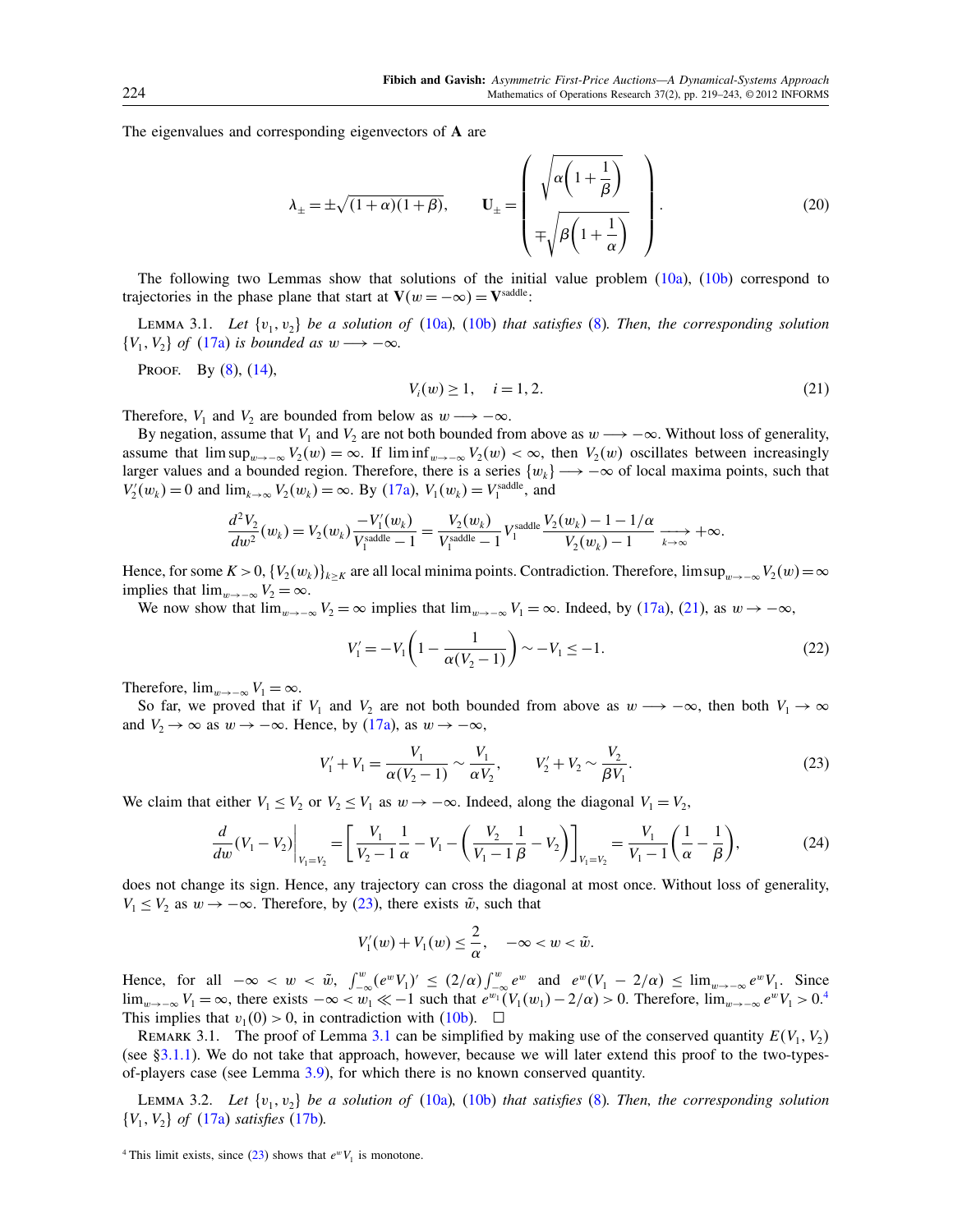The eigenvalues and corresponding eigenvectors of $\mathbf{A}$ are

$$\lambda_{\pm} = \pm\sqrt{(1+\alpha)(1+\beta)}, \qquad \mathbf{U}_{\pm} = \begin{pmatrix} \sqrt{\alpha\left(1+\dfrac{1}{\beta}\right)} \\ \mp\sqrt{\beta\left(1+\dfrac{1}{\alpha}\right)} \end{pmatrix}. \tag{20}$$

The following two Lemmas show that solutions of the initial value problem (10a), (10b) correspond to trajectories in the phase plane that start at $\mathbf{V}(w = -\infty) = \mathbf{V}^{\text{saddle}}$:

LEMMA 3.1. *Let $\{v_1, v_2\}$ be a solution of (10a), (10b) that satisfies (8). Then, the corresponding solution $\{V_1, V_2\}$ of (17a) is bounded as $w \longrightarrow -\infty$.*

PROOF. By (8), (14),

$$V_i(w) \geq 1, \quad i = 1, 2. \tag{21}$$

Therefore, $V_1$ and $V_2$ are bounded from below as $w \longrightarrow -\infty$.

By negation, assume that $V_1$ and $V_2$ are not both bounded from above as $w \longrightarrow -\infty$. Without loss of generality, assume that $\limsup_{w\to-\infty} V_2(w) = \infty$. If $\liminf_{w\to-\infty} V_2(w) < \infty$, then $V_2(w)$ oscillates between increasingly larger values and a bounded region. Therefore, there is a series $\{w_k\} \longrightarrow -\infty$ of local maxima points, such that $V_2'(w_k) = 0$ and $\lim_{k\to\infty} V_2(w_k) = \infty$. By (17a), $V_1(w_k) = V_1^{\text{saddle}}$, and

$$\frac{d^2 V_2}{dw^2}(w_k) = V_2(w_k)\frac{-V_1'(w_k)}{V_1^{\text{saddle}} - 1} = \frac{V_2(w_k)}{V_1^{\text{saddle}} - 1} V_1^{\text{saddle}} \frac{V_2(w_k) - 1 - 1/\alpha}{V_2(w_k) - 1} \xrightarrow[k\to\infty]{} +\infty.$$

Hence, for some $K > 0$, $\{V_2(w_k)\}_{k\geq K}$ are all local minima points. Contradiction. Therefore, $\limsup_{w\to-\infty} V_2(w) = \infty$ implies that $\lim_{w\to-\infty} V_2 = \infty$.

We now show that $\lim_{w\to-\infty} V_2 = \infty$ implies that $\lim_{w\to-\infty} V_1 = \infty$. Indeed, by (17a), (21), as $w \to -\infty$,

$$V_1' = -V_1\left(1 - \frac{1}{\alpha(V_2 - 1)}\right) \sim -V_1 \leq -1. \tag{22}$$

Therefore, $\lim_{w\to-\infty} V_1 = \infty$.

So far, we proved that if $V_1$ and $V_2$ are not both bounded from above as $w \longrightarrow -\infty$, then both $V_1 \to \infty$ and $V_2 \to \infty$ as $w \to -\infty$. Hence, by (17a), as $w \to -\infty$,

$$V_1' + V_1 = \frac{V_1}{\alpha(V_2 - 1)} \sim \frac{V_1}{\alpha V_2}, \qquad V_2' + V_2 \sim \frac{V_2}{\beta V_1}. \tag{23}$$

We claim that either $V_1 \leq V_2$ or $V_2 \leq V_1$ as $w \to -\infty$. Indeed, along the diagonal $V_1 = V_2$,

$$\left.\frac{d}{dw}(V_1 - V_2)\right|_{V_1 = V_2} = \left[\frac{V_1}{V_2 - 1}\frac{1}{\alpha} - V_1 - \left(\frac{V_2}{V_1 - 1}\frac{1}{\beta} - V_2\right)\right]_{V_1 = V_2} = \frac{V_1}{V_1 - 1}\left(\frac{1}{\alpha} - \frac{1}{\beta}\right), \tag{24}$$

does not change its sign. Hence, any trajectory can cross the diagonal at most once. Without loss of generality, $V_1 \leq V_2$ as $w \to -\infty$. Therefore, by (23), there exists $\tilde{w}$, such that

$$V_1'(w) + V_1(w) \leq \frac{2}{\alpha}, \quad -\infty < w < \tilde{w}.$$

Hence, for all $-\infty < w < \tilde{w}$, $\int_{-\infty}^{w} (e^w V_1)' \leq (2/\alpha)\int_{-\infty}^{w} e^w$ and $e^w(V_1 - 2/\alpha) \leq \lim_{w\to-\infty} e^w V_1$. Since $\lim_{w\to-\infty} V_1 = \infty$, there exists $-\infty < w_1 \ll -1$ such that $e^{w_1}(V_1(w_1) - 2/\alpha) > 0$. Therefore, $\lim_{w\to-\infty} e^w V_1 > 0$.[4] This implies that $v_1(0) > 0$, in contradiction with (10b). □

REMARK 3.1. The proof of Lemma 3.1 can be simplified by making use of the conserved quantity $E(V_1, V_2)$ (see §3.1.1). We do not take that approach, however, because we will later extend this proof to the two-types-of-players case (see Lemma 3.9), for which there is no known conserved quantity.

LEMMA 3.2. *Let $\{v_1, v_2\}$ be a solution of (10a), (10b) that satisfies (8). Then, the corresponding solution $\{V_1, V_2\}$ of (17a) satisfies (17b).*

[4] This limit exists, since (23) shows that $e^w V_1$ is monotone.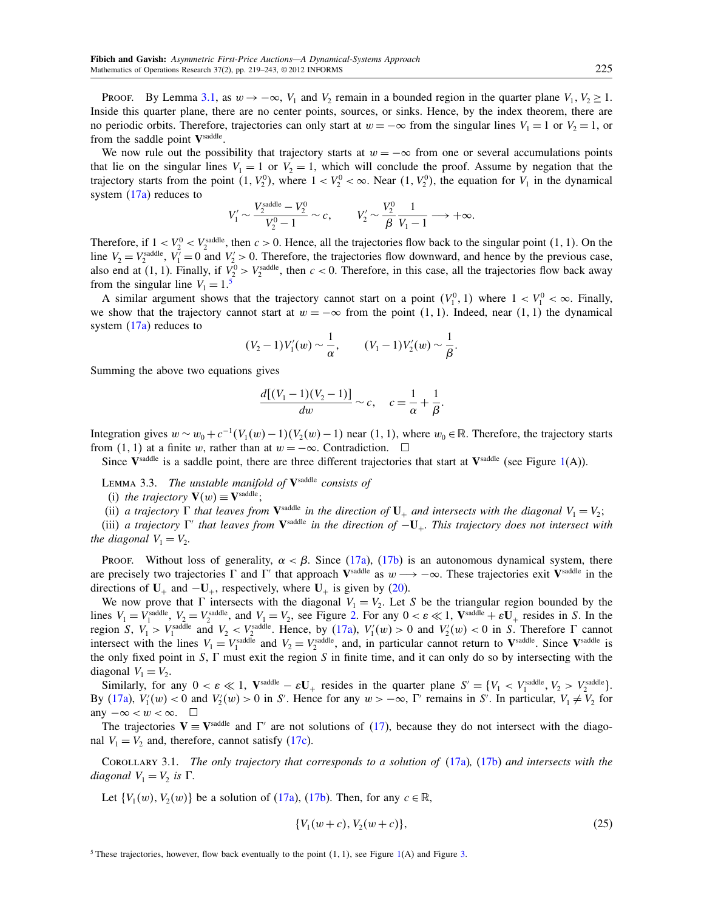PROOF. By Lemma 3.1, as $w \to -\infty$, $V_1$ and $V_2$ remain in a bounded region in the quarter plane $V_1, V_2 \geq 1$. Inside this quarter plane, there are no center points, sources, or sinks. Hence, by the index theorem, there are no periodic orbits. Therefore, trajectories can only start at $w = -\infty$ from the singular lines $V_1 = 1$ or $V_2 = 1$, or from the saddle point $\mathbf{V}^{\text{saddle}}$.

We now rule out the possibility that trajectory starts at $w = -\infty$ from one or several accumulations points that lie on the singular lines $V_1 = 1$ or $V_2 = 1$, which will conclude the proof. Assume by negation that the trajectory starts from the point $(1, V_2^0)$, where $1 < V_2^0 < \infty$. Near $(1, V_2^0)$, the equation for $V_1$ in the dynamical system (17a) reduces to

$$V_1' \sim \frac{V_2^{\text{saddle}} - V_2^0}{V_2^0 - 1} \sim c, \qquad V_2' \sim \frac{V_2^0}{\beta} \frac{1}{V_1 - 1} \longrightarrow +\infty.$$

Therefore, if $1 < V_2^0 < V_2^{\text{saddle}}$, then $c > 0$. Hence, all the trajectories flow back to the singular point $(1, 1)$. On the line $V_2 = V_2^{\text{saddle}}$, $V_1' = 0$ and $V_2' > 0$. Therefore, the trajectories flow downward, and hence by the previous case, also end at $(1, 1)$. Finally, if $V_2^0 > V_2^{\text{saddle}}$, then $c < 0$. Therefore, in this case, all the trajectories flow back away from the singular line $V_1 = 1$.[5]

A similar argument shows that the trajectory cannot start on a point $(V_1^0, 1)$ where $1 < V_1^0 < \infty$. Finally, we show that the trajectory cannot start at $w = -\infty$ from the point $(1, 1)$. Indeed, near $(1, 1)$ the dynamical system (17a) reduces to

$$(V_2 - 1)V_1'(w) \sim \frac{1}{\alpha}, \qquad (V_1 - 1)V_2'(w) \sim \frac{1}{\beta}.$$

Summing the above two equations gives

$$\frac{d[(V_1 - 1)(V_2 - 1)]}{dw} \sim c, \quad c = \frac{1}{\alpha} + \frac{1}{\beta}.$$

Integration gives $w \sim w_0 + c^{-1}(V_1(w) - 1)(V_2(w) - 1)$ near $(1, 1)$, where $w_0 \in \mathbb{R}$. Therefore, the trajectory starts from $(1, 1)$ at a finite $w$, rather than at $w = -\infty$. Contradiction. $\square$

Since $\mathbf{V}^{\text{saddle}}$ is a saddle point, there are three different trajectories that start at $\mathbf{V}^{\text{saddle}}$ (see Figure 1(A)).

LEMMA 3.3. *The unstable manifold of* $\mathbf{V}^{\text{saddle}}$ *consists of*

(i) *the trajectory* $\mathbf{V}(w) \equiv \mathbf{V}^{\text{saddle}}$;

(ii) *a trajectory* $\Gamma$ *that leaves from* $\mathbf{V}^{\text{saddle}}$ *in the direction of* $\mathbf{U}_+$ *and intersects with the diagonal* $V_1 = V_2$;

(iii) *a trajectory* $\Gamma'$ *that leaves from* $\mathbf{V}^{\text{saddle}}$ *in the direction of* $-\mathbf{U}_+$. *This trajectory does not intersect with the diagonal* $V_1 = V_2$.

PROOF. Without loss of generality, $\alpha < \beta$. Since (17a), (17b) is an autonomous dynamical system, there are precisely two trajectories $\Gamma$ and $\Gamma'$ that approach $\mathbf{V}^{\text{saddle}}$ as $w \longrightarrow -\infty$. These trajectories exit $\mathbf{V}^{\text{saddle}}$ in the directions of $\mathbf{U}_+$ and $-\mathbf{U}_+$, respectively, where $\mathbf{U}_+$ is given by (20).

We now prove that $\Gamma$ intersects with the diagonal $V_1 = V_2$. Let $S$ be the triangular region bounded by the lines $V_1 = V_1^{\text{saddle}}$, $V_2 = V_2^{\text{saddle}}$, and $V_1 = V_2$, see Figure 2. For any $0 < \varepsilon \ll 1$, $\mathbf{V}^{\text{saddle}} + \varepsilon \mathbf{U}_+$ resides in $S$. In the region $S$, $V_1 > V_1^{\text{saddle}}$ and $V_2 < V_2^{\text{saddle}}$. Hence, by (17a), $V_1'(w) > 0$ and $V_2'(w) < 0$ in $S$. Therefore $\Gamma$ cannot intersect with the lines $V_1 = V_1^{\text{saddle}}$ and $V_2 = V_2^{\text{saddle}}$, and, in particular cannot return to $\mathbf{V}^{\text{saddle}}$. Since $\mathbf{V}^{\text{saddle}}$ is the only fixed point in $S$, $\Gamma$ must exit the region $S$ in finite time, and it can only do so by intersecting with the diagonal $V_1 = V_2$.

Similarly, for any $0 < \varepsilon \ll 1$, $\mathbf{V}^{\text{saddle}} - \varepsilon \mathbf{U}_+$ resides in the quarter plane $S' = \{V_1 < V_1^{\text{saddle}}, V_2 > V_2^{\text{saddle}}\}$. By (17a), $V_1'(w) < 0$ and $V_2'(w) > 0$ in $S'$. Hence for any $w > -\infty$, $\Gamma'$ remains in $S'$. In particular, $V_1 \neq V_2$ for any $-\infty < w < \infty$. $\square$

The trajectories $\mathbf{V} \equiv \mathbf{V}^{\text{saddle}}$ and $\Gamma'$ are not solutions of (17), because they do not intersect with the diagonal $V_1 = V_2$ and, therefore, cannot satisfy (17c).

COROLLARY 3.1. *The only trajectory that corresponds to a solution of* (17a), (17b) *and intersects with the diagonal* $V_1 = V_2$ *is* $\Gamma$.

Let $\{V_1(w), V_2(w)\}$ be a solution of (17a), (17b). Then, for any $c \in \mathbb{R}$,

$$\{V_1(w + c), V_2(w + c)\}, \tag{25}$$

[5] These trajectories, however, flow back eventually to the point $(1, 1)$, see Figure 1(A) and Figure 3.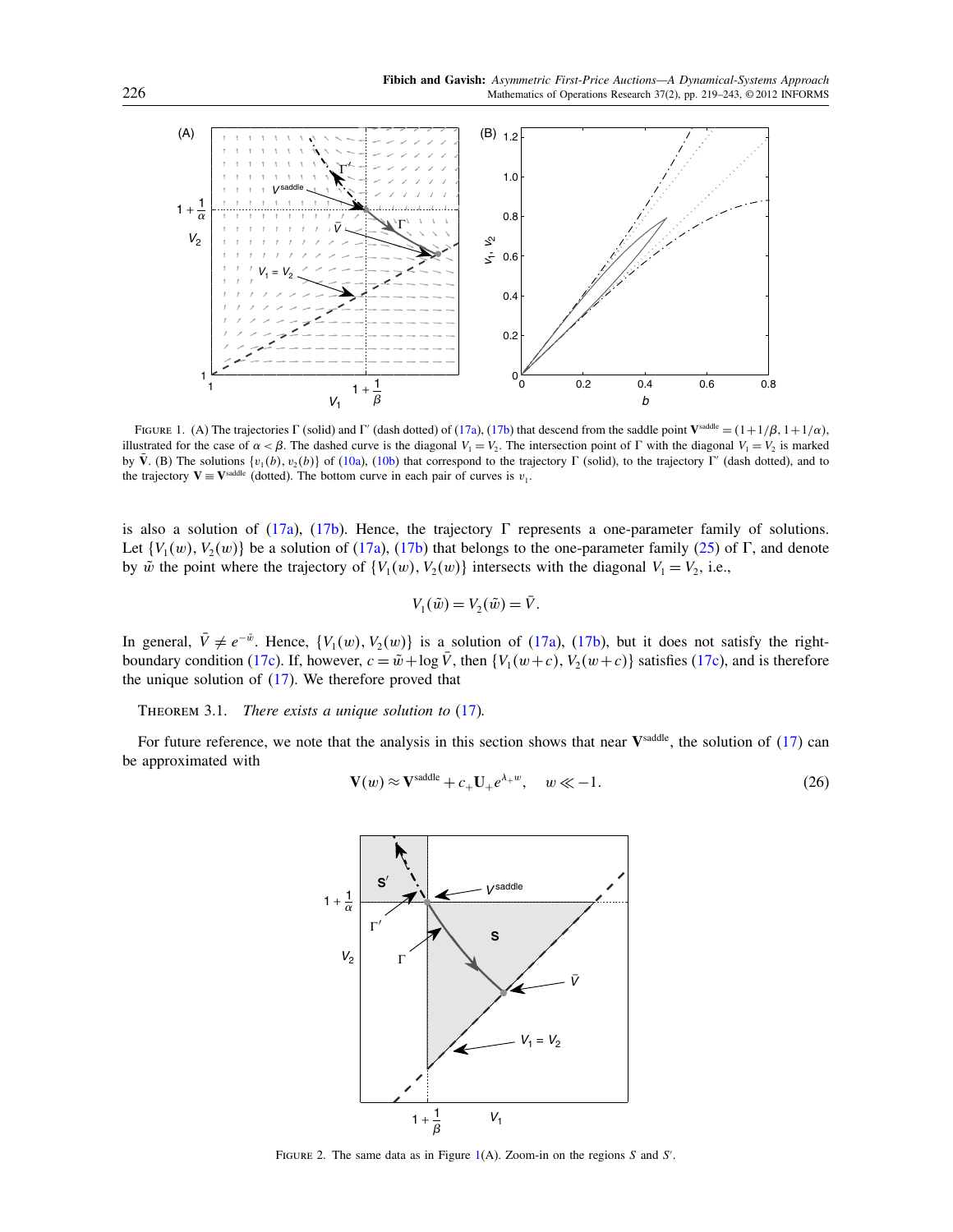FIGURE 1. (A) The trajectories $\Gamma$ (solid) and $\Gamma'$ (dash dotted) of (17a), (17b) that descend from the saddle point $\mathbf{V}^{\text{saddle}} = (1+1/\beta, 1+1/\alpha)$, illustrated for the case of $\alpha < \beta$. The dashed curve is the diagonal $V_1 = V_2$. The intersection point of $\Gamma$ with the diagonal $V_1 = V_2$ is marked by $\bar{\mathbf{V}}$. (B) The solutions $\{v_1(b), v_2(b)\}$ of (10a), (10b) that correspond to the trajectory $\Gamma$ (solid), to the trajectory $\Gamma'$ (dash dotted), and to the trajectory $\mathbf{V} \equiv \mathbf{V}^{\text{saddle}}$ (dotted). The bottom curve in each pair of curves is $v_1$.

is also a solution of (17a), (17b). Hence, the trajectory $\Gamma$ represents a one-parameter family of solutions. Let $\{V_1(w), V_2(w)\}$ be a solution of (17a), (17b) that belongs to the one-parameter family (25) of $\Gamma$, and denote by $\tilde{w}$ the point where the trajectory of $\{V_1(w), V_2(w)\}$ intersects with the diagonal $V_1 = V_2$, i.e.,

$$V_1(\tilde{w}) = V_2(\tilde{w}) = \bar{V}.$$

In general, $\bar{V} \neq e^{-\tilde{w}}$. Hence, $\{V_1(w), V_2(w)\}$ is a solution of (17a), (17b), but it does not satisfy the right-boundary condition (17c). If, however, $c = \tilde{w} + \log \bar{V}$, then $\{V_1(w+c), V_2(w+c)\}$ satisfies (17c), and is therefore the unique solution of (17). We therefore proved that

THEOREM 3.1. *There exists a unique solution to* (17).

For future reference, we note that the analysis in this section shows that near $\mathbf{V}^{\text{saddle}}$, the solution of (17) can be approximated with

$$\mathbf{V}(w) \approx \mathbf{V}^{\text{saddle}} + c_+ \mathbf{U}_+ e^{\lambda_+ w}, \quad w \ll -1. \tag{26}$$

FIGURE 2. The same data as in Figure 1(A). Zoom-in on the regions $S$ and $S'$.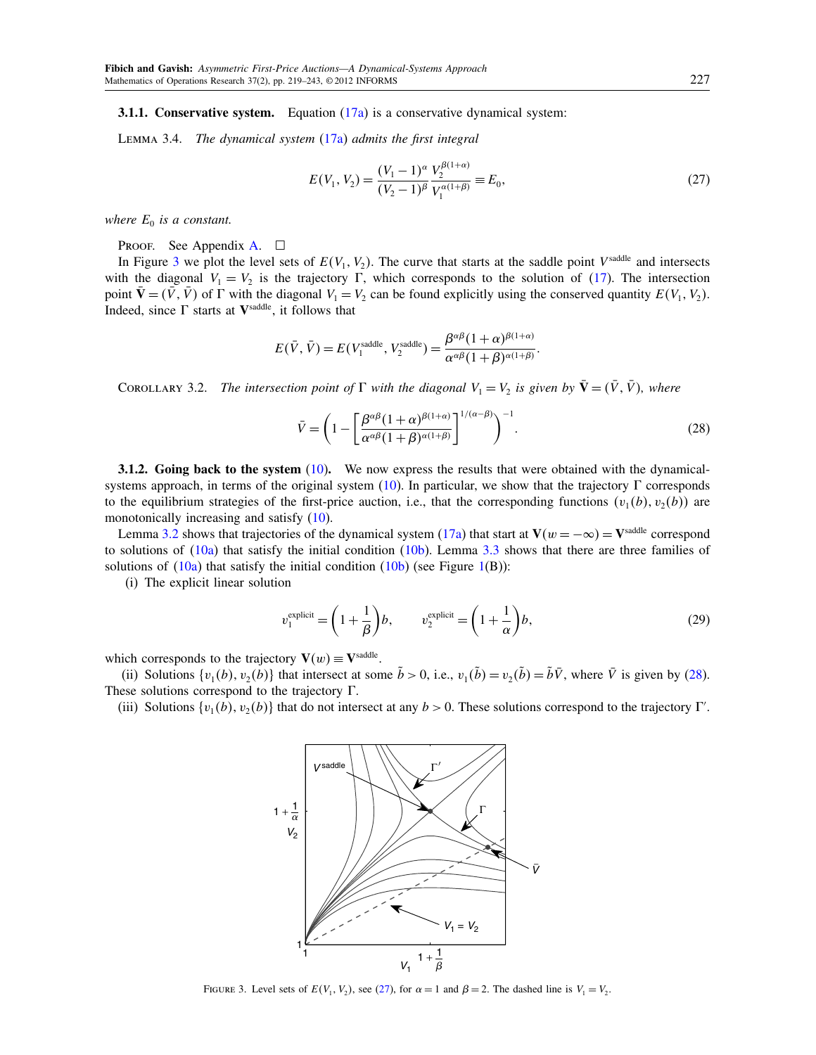#### 3.1.1. Conservative system.

Equation (17a) is a conservative dynamical system:

LEMMA 3.4. *The dynamical system (17a) admits the first integral*

$$E(V_1, V_2) = \frac{(V_1-1)^{\alpha}}{(V_2-1)^{\beta}} \frac{V_2^{\beta(1+\alpha)}}{V_1^{\alpha(1+\beta)}} \equiv E_0, \tag{27}$$

*where $E_0$ is a constant.*

PROOF. See Appendix A. □

In Figure 3 we plot the level sets of $E(V_1, V_2)$. The curve that starts at the saddle point $V^{\text{saddle}}$ and intersects with the diagonal $V_1 = V_2$ is the trajectory $\Gamma$, which corresponds to the solution of (17). The intersection point $\bar{\mathbf{V}} = (\bar{V}, \bar{V})$ of $\Gamma$ with the diagonal $V_1 = V_2$ can be found explicitly using the conserved quantity $E(V_1, V_2)$. Indeed, since $\Gamma$ starts at $\mathbf{V}^{\text{saddle}}$, it follows that

$$E(\bar{V}, \bar{V}) = E(V_1^{\text{saddle}}, V_2^{\text{saddle}}) = \frac{\beta^{\alpha\beta}(1+\alpha)^{\beta(1+\alpha)}}{\alpha^{\alpha\beta}(1+\beta)^{\alpha(1+\beta)}}.$$

COROLLARY 3.2. *The intersection point of $\Gamma$ with the diagonal $V_1 = V_2$ is given by $\bar{\mathbf{V}} = (\bar{V}, \bar{V})$, where*

$$\bar{V} = \left(1 - \left[\frac{\beta^{\alpha\beta}(1+\alpha)^{\beta(1+\alpha)}}{\alpha^{\alpha\beta}(1+\beta)^{\alpha(1+\beta)}}\right]^{1/(\alpha-\beta)}\right)^{-1}. \tag{28}$$

#### 3.1.2. Going back to the system (10).

We now express the results that were obtained with the dynamical-systems approach, in terms of the original system (10). In particular, we show that the trajectory $\Gamma$ corresponds to the equilibrium strategies of the first-price auction, i.e., that the corresponding functions $(v_1(b), v_2(b))$ are monotonically increasing and satisfy (10).

Lemma 3.2 shows that trajectories of the dynamical system (17a) that start at $\mathbf{V}(w = -\infty) = \mathbf{V}^{\text{saddle}}$ correspond to solutions of (10a) that satisfy the initial condition (10b). Lemma 3.3 shows that there are three families of solutions of (10a) that satisfy the initial condition (10b) (see Figure 1(B)):

(i) The explicit linear solution

$$v_1^{\text{explicit}} = \left(1 + \frac{1}{\beta}\right)b, \qquad v_2^{\text{explicit}} = \left(1 + \frac{1}{\alpha}\right)b, \tag{29}$$

which corresponds to the trajectory $\mathbf{V}(w) \equiv \mathbf{V}^{\text{saddle}}$.

(ii) Solutions $\{v_1(b), v_2(b)\}$ that intersect at some $\tilde{b} > 0$, i.e., $v_1(\tilde{b}) = v_2(\tilde{b}) = \tilde{b}\bar{V}$, where $\bar{V}$ is given by (28). These solutions correspond to the trajectory $\Gamma$.

(iii) Solutions $\{v_1(b), v_2(b)\}$ that do not intersect at any $b > 0$. These solutions correspond to the trajectory $\Gamma'$.

FIGURE 3. Level sets of $E(V_1, V_2)$, see (27), for $\alpha = 1$ and $\beta = 2$. The dashed line is $V_1 = V_2$.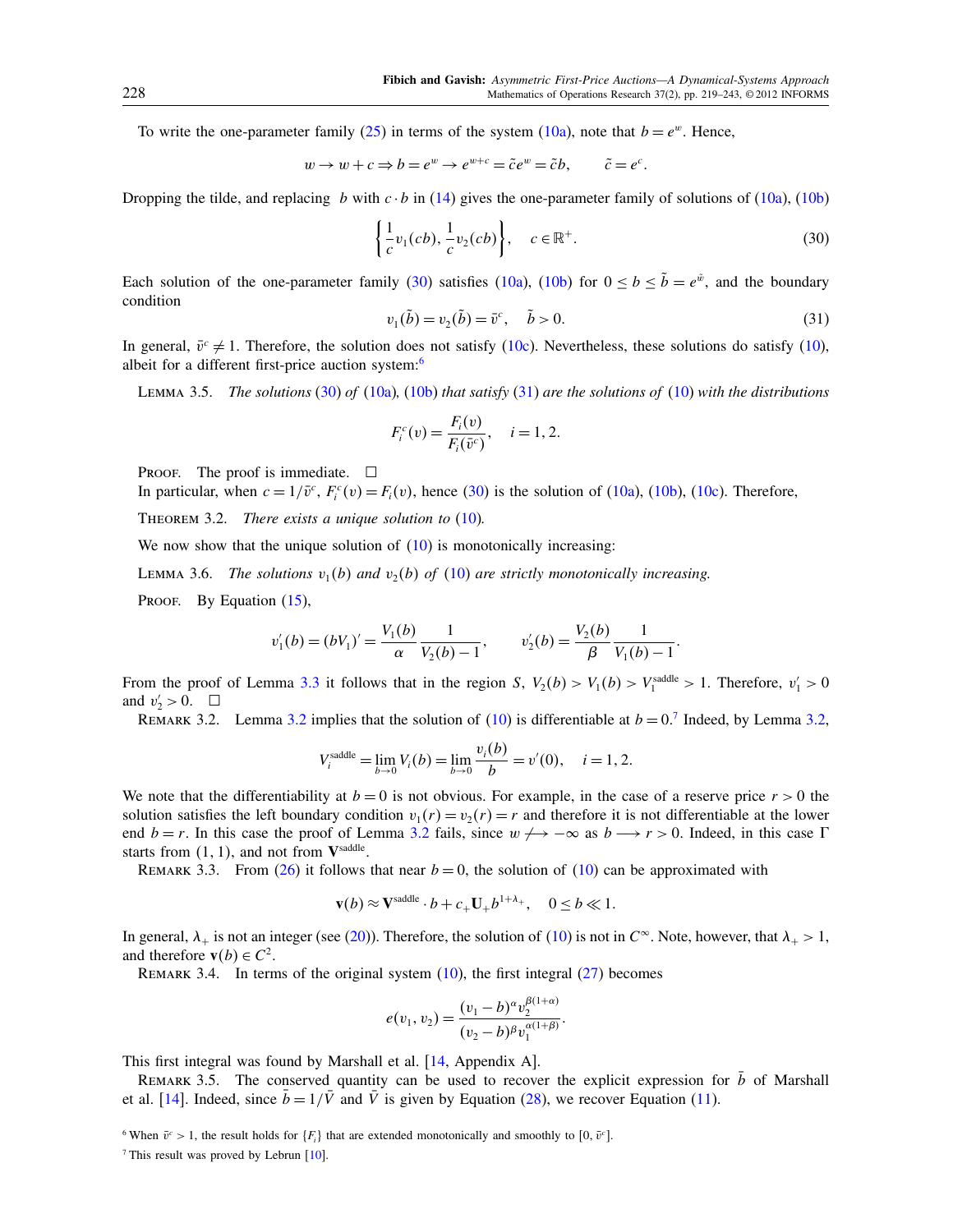To write the one-parameter family (25) in terms of the system (10a), note that $b = e^w$. Hence,

$$w \to w + c \Rightarrow b = e^w \to e^{w+c} = \tilde{c}e^w = \tilde{c}b, \qquad \tilde{c} = e^c.$$

Dropping the tilde, and replacing $b$ with $c \cdot b$ in (14) gives the one-parameter family of solutions of (10a), (10b)

$$\left\{ \frac{1}{c} v_1(cb), \frac{1}{c} v_2(cb) \right\}, \quad c \in \mathbb{R}^+. \tag{30}$$

Each solution of the one-parameter family (30) satisfies (10a), (10b) for $0 \le b \le \tilde{b} = e^{\tilde{w}}$, and the boundary condition

$$v_1(\tilde{b}) = v_2(\tilde{b}) = \bar{v}^c, \quad \tilde{b} > 0. \tag{31}$$

In general, $\bar{v}^c \neq 1$. Therefore, the solution does not satisfy (10c). Nevertheless, these solutions do satisfy (10), albeit for a different first-price auction system:[6]

Lemma 3.5. *The solutions (30) of (10a), (10b) that satisfy (31) are the solutions of (10) with the distributions*

$$F_i^c(v) = \frac{F_i(v)}{F_i(\bar{v}^c)}, \quad i = 1, 2.$$

Proof. The proof is immediate. □

In particular, when $c = 1/\bar{v}^c$, $F_i^c(v) = F_i(v)$, hence (30) is the solution of (10a), (10b), (10c). Therefore,

Theorem 3.2. *There exists a unique solution to (10).*

We now show that the unique solution of (10) is monotonically increasing:

Lemma 3.6. *The solutions $v_1(b)$ and $v_2(b)$ of (10) are strictly monotonically increasing.*

Proof. By Equation (15),

$$v_1'(b) = (bV_1)' = \frac{V_1(b)}{\alpha}\frac{1}{V_2(b)-1}, \qquad v_2'(b) = \frac{V_2(b)}{\beta}\frac{1}{V_1(b)-1}.$$

From the proof of Lemma 3.3 it follows that in the region $S$, $V_2(b) > V_1(b) > V_1^{\text{saddle}} > 1$. Therefore, $v_1' > 0$ and $v_2' > 0$. □

Remark 3.2. Lemma 3.2 implies that the solution of (10) is differentiable at $b = 0$.[7] Indeed, by Lemma 3.2,

$$V_i^{\text{saddle}} = \lim_{b\to 0} V_i(b) = \lim_{b \to 0} \frac{v_i(b)}{b} = v'(0), \quad i = 1, 2.$$

We note that the differentiability at $b = 0$ is not obvious. For example, in the case of a reserve price $r > 0$ the solution satisfies the left boundary condition $v_1(r) = v_2(r) = r$ and therefore it is not differentiable at the lower end $b = r$. In this case the proof of Lemma 3.2 fails, since $w \not\longrightarrow -\infty$ as $b \longrightarrow r > 0$. Indeed, in this case $\Gamma$ starts from $(1, 1)$, and not from $\mathbf{V}^{\text{saddle}}$.

Remark 3.3. From (26) it follows that near $b = 0$, the solution of (10) can be approximated with

$$\mathbf{v}(b) \approx \mathbf{V}^{\text{saddle}} \cdot b + c_+ \mathbf{U}_+ b^{1+\lambda_+}, \quad 0 \le b \ll 1.$$

In general, $\lambda_+$ is not an integer (see (20)). Therefore, the solution of (10) is not in $C^\infty$. Note, however, that $\lambda_+ > 1$, and therefore $\mathbf{v}(b) \in C^2$.

Remark 3.4. In terms of the original system (10), the first integral (27) becomes

$$e(v_1, v_2) = \frac{(v_1 - b)^\alpha v_2^{\beta(1+\alpha)}}{(v_2 - b)^\beta v_1^{\alpha(1+\beta)}}.$$

This first integral was found by Marshall et al. [14, Appendix A].

Remark 3.5. The conserved quantity can be used to recover the explicit expression for $\bar{b}$ of Marshall et al. [14]. Indeed, since $\bar{b} = 1/\bar{V}$ and $\bar{V}$ is given by Equation (28), we recover Equation (11).

[6] When $\bar{v}^c > 1$, the result holds for $\{F_i\}$ that are extended monotonically and smoothly to $[0, \bar{v}^c]$.

[7] This result was proved by Lebrun [10].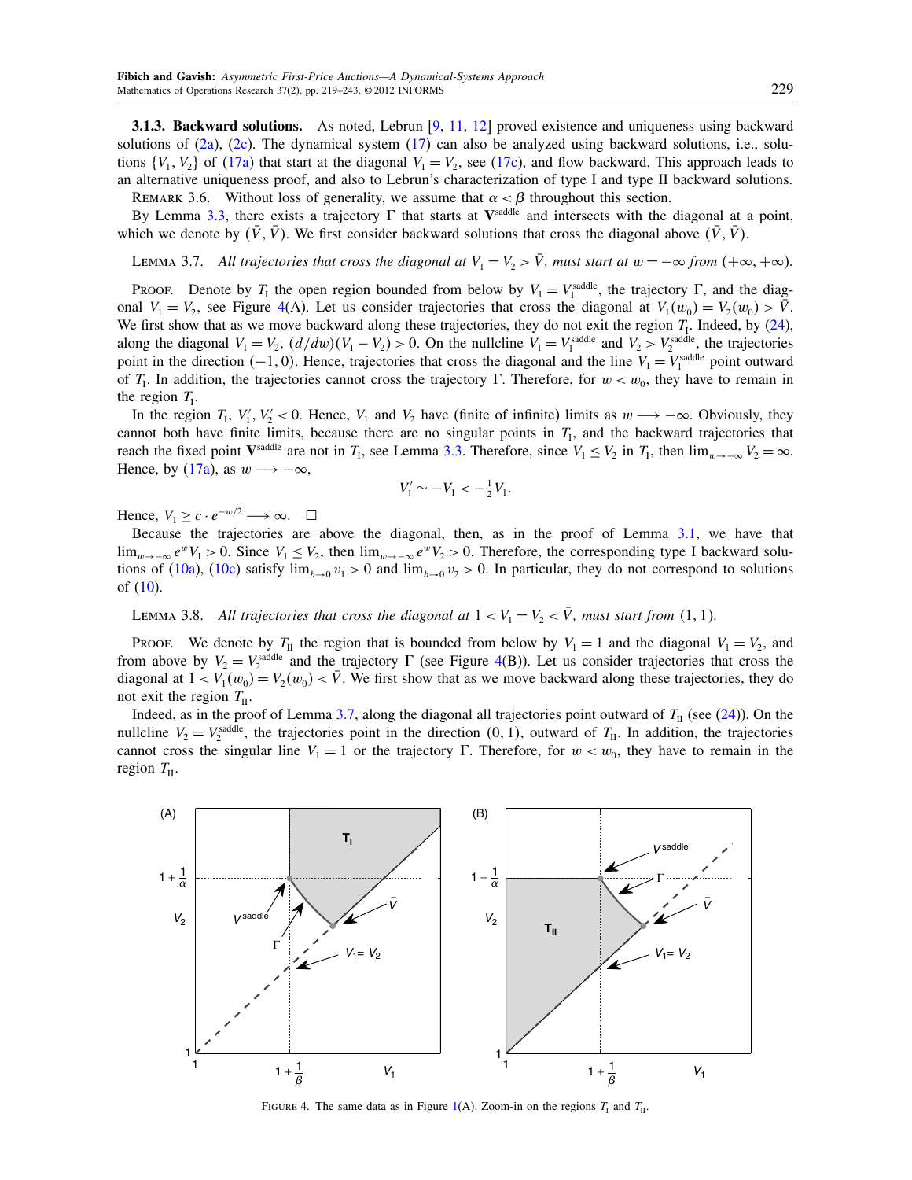**3.1.3. Backward solutions.** As noted, Lebrun [9, 11, 12] proved existence and uniqueness using backward solutions of (2a), (2c). The dynamical system (17) can also be analyzed using backward solutions, i.e., solutions $\{V_1, V_2\}$ of (17a) that start at the diagonal $V_1 = V_2$, see (17c), and flow backward. This approach leads to an alternative uniqueness proof, and also to Lebrun's characterization of type I and type II backward solutions.

Remark 3.6. Without loss of generality, we assume that $\alpha < \beta$ throughout this section.

By Lemma 3.3, there exists a trajectory $\Gamma$ that starts at $\mathbf{V}^{\text{saddle}}$ and intersects with the diagonal at a point, which we denote by $(\bar{V}, \bar{V})$. We first consider backward solutions that cross the diagonal above $(\bar{V}, \bar{V})$.

Lemma 3.7. *All trajectories that cross the diagonal at $V_1 = V_2 > \bar{V}$, must start at $w = -\infty$ from $(+\infty, +\infty)$.*

Proof. Denote by $T_{\text{I}}$ the open region bounded from below by $V_1 = V_1^{\text{saddle}}$, the trajectory $\Gamma$, and the diagonal $V_1 = V_2$, see Figure 4(A). Let us consider trajectories that cross the diagonal at $V_1(w_0) = V_2(w_0) > \bar{V}$. We first show that as we move backward along these trajectories, they do not exit the region $T_{\text{I}}$. Indeed, by (24), along the diagonal $V_1 = V_2$, $(d/dw)(V_1 - V_2) > 0$. On the nullcline $V_1 = V_1^{\text{saddle}}$ and $V_2 > V_2^{\text{saddle}}$, the trajectories point in the direction $(-1, 0)$. Hence, trajectories that cross the diagonal and the line $V_1 = V_1^{\text{saddle}}$ point outward of $T_{\text{I}}$. In addition, the trajectories cannot cross the trajectory $\Gamma$. Therefore, for $w < w_0$, they have to remain in the region $T_{\text{I}}$.

In the region $T_{\text{I}}$, $V_1', V_2' < 0$. Hence, $V_1$ and $V_2$ have (finite of infinite) limits as $w \longrightarrow -\infty$. Obviously, they cannot both have finite limits, because there are no singular points in $T_{\text{I}}$, and the backward trajectories that reach the fixed point $\mathbf{V}^{\text{saddle}}$ are not in $T_{\text{I}}$, see Lemma 3.3. Therefore, since $V_1 \le V_2$ in $T_{\text{I}}$, then $\lim_{w \to -\infty} V_2 = \infty$. Hence, by (17a), as $w \longrightarrow -\infty$,

$$V_1' \sim -V_1 < -\tfrac{1}{2} V_1.$$

Hence, $V_1 \ge c \cdot e^{-w/2} \longrightarrow \infty$. $\square$

Because the trajectories are above the diagonal, then, as in the proof of Lemma 3.1, we have that $\lim_{w \to -\infty} e^w V_1 > 0$. Since $V_1 \le V_2$, then $\lim_{w \to -\infty} e^w V_2 > 0$. Therefore, the corresponding type I backward solutions of (10a), (10c) satisfy $\lim_{b \to 0} v_1 > 0$ and $\lim_{b \to 0} v_2 > 0$. In particular, they do not correspond to solutions of (10).

Lemma 3.8. *All trajectories that cross the diagonal at $1 < V_1 = V_2 < \bar{V}$, must start from $(1, 1)$.*

Proof. We denote by $T_{\text{II}}$ the region that is bounded from below by $V_1 = 1$ and the diagonal $V_1 = V_2$, and from above by $V_2 = V_2^{\text{saddle}}$ and the trajectory $\Gamma$ (see Figure 4(B)). Let us consider trajectories that cross the diagonal at $1 < V_1(w_0) = V_2(w_0) < \bar{V}$. We first show that as we move backward along these trajectories, they do not exit the region $T_{\text{II}}$.

Indeed, as in the proof of Lemma 3.7, along the diagonal all trajectories point outward of $T_{\text{II}}$ (see (24)). On the nullcline $V_2 = V_2^{\text{saddle}}$, the trajectories point in the direction $(0, 1)$, outward of $T_{\text{II}}$. In addition, the trajectories cannot cross the singular line $V_1 = 1$ or the trajectory $\Gamma$. Therefore, for $w < w_0$, they have to remain in the region $T_{\text{II}}$.

Figure 4. The same data as in Figure 1(A). Zoom-in on the regions $T_{\text{I}}$ and $T_{\text{II}}$.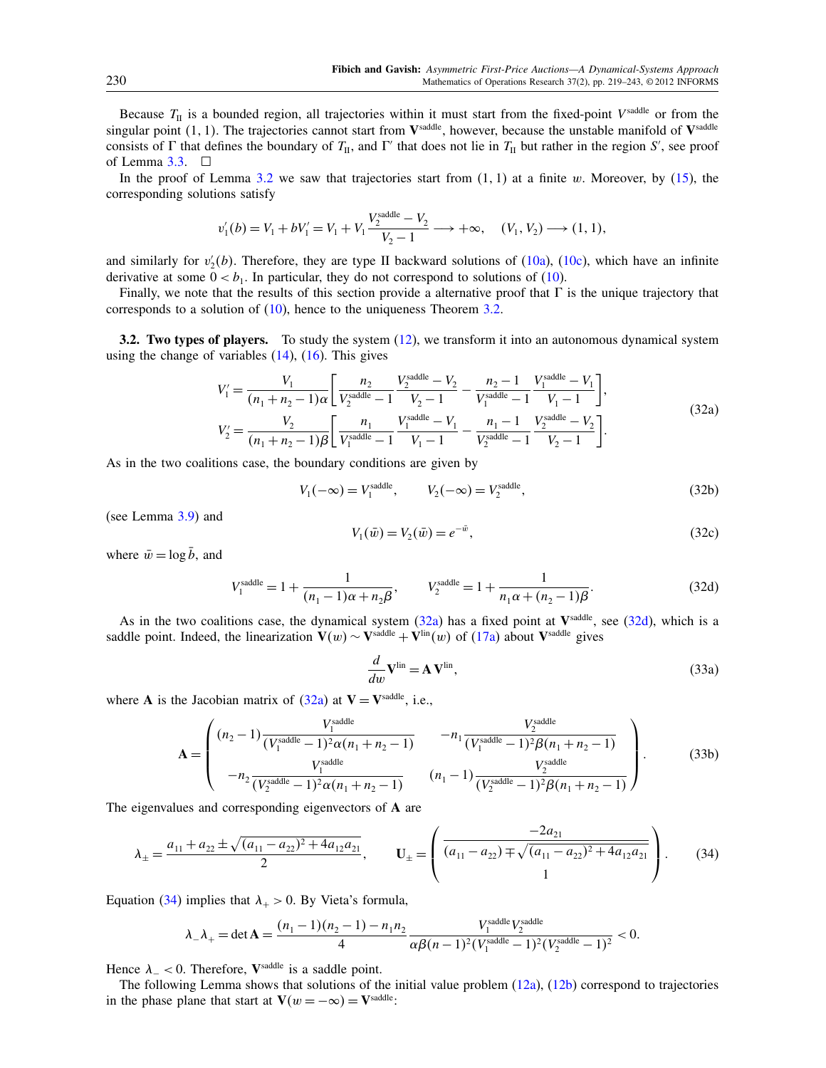Because $T_{\mathrm{II}}$ is a bounded region, all trajectories within it must start from the fixed-point $V^{\text{saddle}}$ or from the singular point $(1,1)$. The trajectories cannot start from $\mathbf{V}^{\text{saddle}}$, however, because the unstable manifold of $\mathbf{V}^{\text{saddle}}$ consists of $\Gamma$ that defines the boundary of $T_{\mathrm{II}}$, and $\Gamma'$ that does not lie in $T_{\mathrm{II}}$ but rather in the region $S'$, see proof of Lemma 3.3. $\square$

In the proof of Lemma 3.2 we saw that trajectories start from $(1,1)$ at a finite $w$. Moreover, by (15), the corresponding solutions satisfy

$$v_1'(b) = V_1 + bV_1' = V_1 + V_1 \frac{V_2^{\text{saddle}} - V_2}{V_2 - 1} \longrightarrow +\infty, \quad (V_1, V_2) \longrightarrow (1,1),$$

and similarly for $v_2'(b)$. Therefore, they are type II backward solutions of (10a), (10c), which have an infinite derivative at some $0 < b_1$. In particular, they do not correspond to solutions of (10).

Finally, we note that the results of this section provide a alternative proof that $\Gamma$ is the unique trajectory that corresponds to a solution of (10), hence to the uniqueness Theorem 3.2.

**3.2. Two types of players.** To study the system (12), we transform it into an autonomous dynamical system using the change of variables (14), (16). This gives

$$\begin{aligned}
V_1' &= \frac{V_1}{(n_1+n_2-1)\alpha}\left[\frac{n_2}{V_2^{\text{saddle}}-1}\,\frac{V_2^{\text{saddle}}-V_2}{V_2-1} - \frac{n_2-1}{V_1^{\text{saddle}}-1}\,\frac{V_1^{\text{saddle}}-V_1}{V_1-1}\right],\\
V_2' &= \frac{V_2}{(n_1+n_2-1)\beta}\left[\frac{n_1}{V_1^{\text{saddle}}-1}\,\frac{V_1^{\text{saddle}}-V_1}{V_1-1} - \frac{n_1-1}{V_2^{\text{saddle}}-1}\,\frac{V_2^{\text{saddle}}-V_2}{V_2-1}\right].
\end{aligned} \tag{32a}$$

As in the two coalitions case, the boundary conditions are given by

$$V_1(-\infty) = V_1^{\text{saddle}}, \qquad V_2(-\infty) = V_2^{\text{saddle}}, \tag{32b}$$

(see Lemma 3.9) and

$$V_1(\bar{w}) = V_2(\bar{w}) = e^{-\bar{w}}, \tag{32c}$$

where $\bar{w} = \log \bar{b}$, and

$$V_1^{\text{saddle}} = 1 + \frac{1}{(n_1-1)\alpha + n_2\beta}, \qquad V_2^{\text{saddle}} = 1 + \frac{1}{n_1\alpha + (n_2-1)\beta}. \tag{32d}$$

As in the two coalitions case, the dynamical system (32a) has a fixed point at $\mathbf{V}^{\text{saddle}}$, see (32d), which is a saddle point. Indeed, the linearization $\mathbf{V}(w) \sim \mathbf{V}^{\text{saddle}} + \mathbf{V}^{\text{lin}}(w)$ of (17a) about $\mathbf{V}^{\text{saddle}}$ gives

$$\frac{d}{dw}\mathbf{V}^{\text{lin}} = \mathbf{A}\,\mathbf{V}^{\text{lin}}, \tag{33a}$$

where $\mathbf{A}$ is the Jacobian matrix of (32a) at $\mathbf{V} = \mathbf{V}^{\text{saddle}}$, i.e.,

$$\mathbf{A} = \begin{pmatrix} (n_2-1)\dfrac{V_1^{\text{saddle}}}{(V_1^{\text{saddle}}-1)^2\alpha(n_1+n_2-1)} & -n_1\dfrac{V_2^{\text{saddle}}}{(V_1^{\text{saddle}}-1)^2\beta(n_1+n_2-1)} \\[2ex] -n_2\dfrac{V_1^{\text{saddle}}}{(V_2^{\text{saddle}}-1)^2\alpha(n_1+n_2-1)} & (n_1-1)\dfrac{V_2^{\text{saddle}}}{(V_2^{\text{saddle}}-1)^2\beta(n_1+n_2-1)} \end{pmatrix}. \tag{33b}$$

The eigenvalues and corresponding eigenvectors of $\mathbf{A}$ are

$$\lambda_\pm = \frac{a_{11}+a_{22} \pm \sqrt{(a_{11}-a_{22})^2 + 4a_{12}a_{21}}}{2}, \qquad \mathbf{U}_\pm = \begin{pmatrix} \dfrac{-2a_{21}}{(a_{11}-a_{22}) \mp \sqrt{(a_{11}-a_{22})^2+4a_{12}a_{21}}} \\ 1 \end{pmatrix}. \tag{34}$$

Equation (34) implies that $\lambda_+ > 0$. By Vieta's formula,

$$\lambda_-\lambda_+ = \det \mathbf{A} = \frac{(n_1-1)(n_2-1) - n_1 n_2}{4}\,\frac{V_1^{\text{saddle}}V_2^{\text{saddle}}}{\alpha\beta(n-1)^2(V_1^{\text{saddle}}-1)^2(V_2^{\text{saddle}}-1)^2} < 0.$$

Hence $\lambda_- < 0$. Therefore, $\mathbf{V}^{\text{saddle}}$ is a saddle point.

The following Lemma shows that solutions of the initial value problem (12a), (12b) correspond to trajectories in the phase plane that start at $\mathbf{V}(w = -\infty) = \mathbf{V}^{\text{saddle}}$: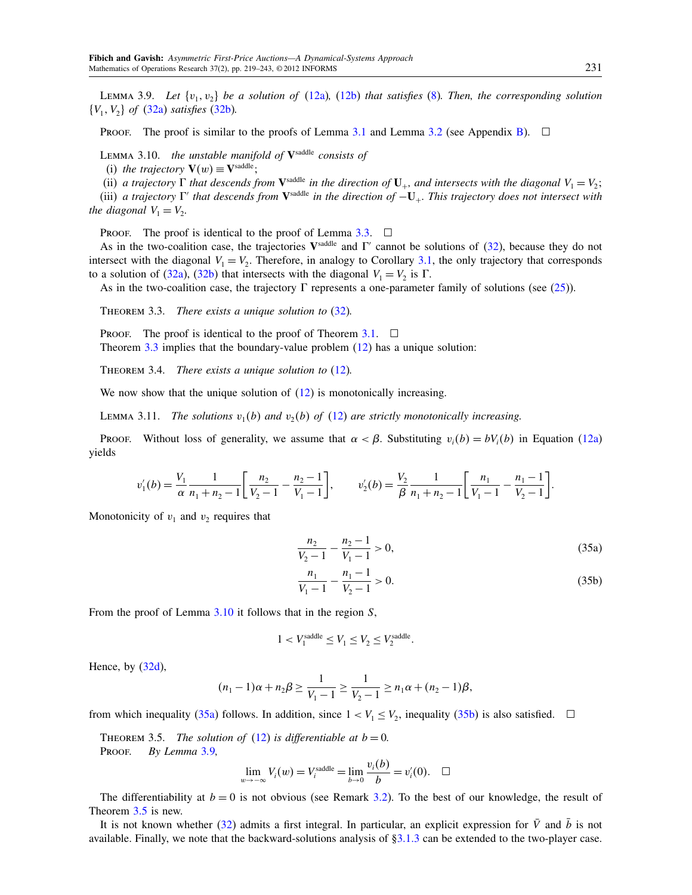LEMMA 3.9. *Let* $\{v_1, v_2\}$ *be a solution of* (12a), (12b) *that satisfies* (8). *Then, the corresponding solution* $\{V_1, V_2\}$ *of* (32a) *satisfies* (32b).

PROOF. The proof is similar to the proofs of Lemma 3.1 and Lemma 3.2 (see Appendix B). □

LEMMA 3.10. *the unstable manifold of* $\mathbf{V}^{\text{saddle}}$ *consists of*

(i) *the trajectory* $\mathbf{V}(w) \equiv \mathbf{V}^{\text{saddle}}$;

(ii) *a trajectory* $\Gamma$ *that descends from* $\mathbf{V}^{\text{saddle}}$ *in the direction of* $\mathbf{U}_+$, *and intersects with the diagonal* $V_1 = V_2$;

(iii) *a trajectory* $\Gamma'$ *that descends from* $\mathbf{V}^{\text{saddle}}$ *in the direction of* $-\mathbf{U}_+$. *This trajectory does not intersect with the diagonal* $V_1 = V_2$.

PROOF. The proof is identical to the proof of Lemma 3.3. □

As in the two-coalition case, the trajectories $\mathbf{V}^{\text{saddle}}$ and $\Gamma'$ cannot be solutions of (32), because they do not intersect with the diagonal $V_1 = V_2$. Therefore, in analogy to Corollary 3.1, the only trajectory that corresponds to a solution of (32a), (32b) that intersects with the diagonal $V_1 = V_2$ is $\Gamma$.

As in the two-coalition case, the trajectory $\Gamma$ represents a one-parameter family of solutions (see (25)).

THEOREM 3.3. *There exists a unique solution to* (32).

PROOF. The proof is identical to the proof of Theorem 3.1. □

Theorem 3.3 implies that the boundary-value problem (12) has a unique solution:

THEOREM 3.4. *There exists a unique solution to* (12).

We now show that the unique solution of (12) is monotonically increasing.

LEMMA 3.11. *The solutions* $v_1(b)$ *and* $v_2(b)$ *of* (12) *are strictly monotonically increasing.*

PROOF. Without loss of generality, we assume that $\alpha < \beta$. Substituting $v_i(b) = bV_i(b)$ in Equation (12a) yields

$$v_1'(b) = \frac{V_1}{\alpha}\frac{1}{n_1+n_2-1}\left[\frac{n_2}{V_2-1} - \frac{n_2-1}{V_1-1}\right], \qquad v_2'(b) = \frac{V_2}{\beta}\frac{1}{n_1+n_2-1}\left[\frac{n_1}{V_1-1} - \frac{n_1-1}{V_2-1}\right].$$

Monotonicity of $v_1$ and $v_2$ requires that

$$\frac{n_2}{V_2-1} - \frac{n_2-1}{V_1-1} > 0, \tag{35a}$$

$$\frac{n_1}{V_1-1} - \frac{n_1-1}{V_2-1} > 0. \tag{35b}$$

From the proof of Lemma 3.10 it follows that in the region $S$,

$$1 < V_1^{\text{saddle}} \le V_1 \le V_2 \le V_2^{\text{saddle}}.$$

Hence, by (32d),

$$(n_1-1)\alpha + n_2\beta \ge \frac{1}{V_1-1} \ge \frac{1}{V_2-1} \ge n_1\alpha + (n_2-1)\beta,$$

from which inequality (35a) follows. In addition, since $1 < V_1 \le V_2$, inequality (35b) is also satisfied. □

THEOREM 3.5. *The solution of* (12) *is differentiable at* $b = 0$.

PROOF. *By Lemma* 3.9,

$$\lim_{w\to-\infty} V_i(w) = V_i^{\text{saddle}} = \lim_{b\to 0}\frac{v_i(b)}{b} = v_i'(0). \quad \square$$

The differentiability at $b = 0$ is not obvious (see Remark 3.2). To the best of our knowledge, the result of Theorem 3.5 is new.

It is not known whether (32) admits a first integral. In particular, an explicit expression for $\bar{V}$ and $\bar{b}$ is not available. Finally, we note that the backward-solutions analysis of §3.1.3 can be extended to the two-player case.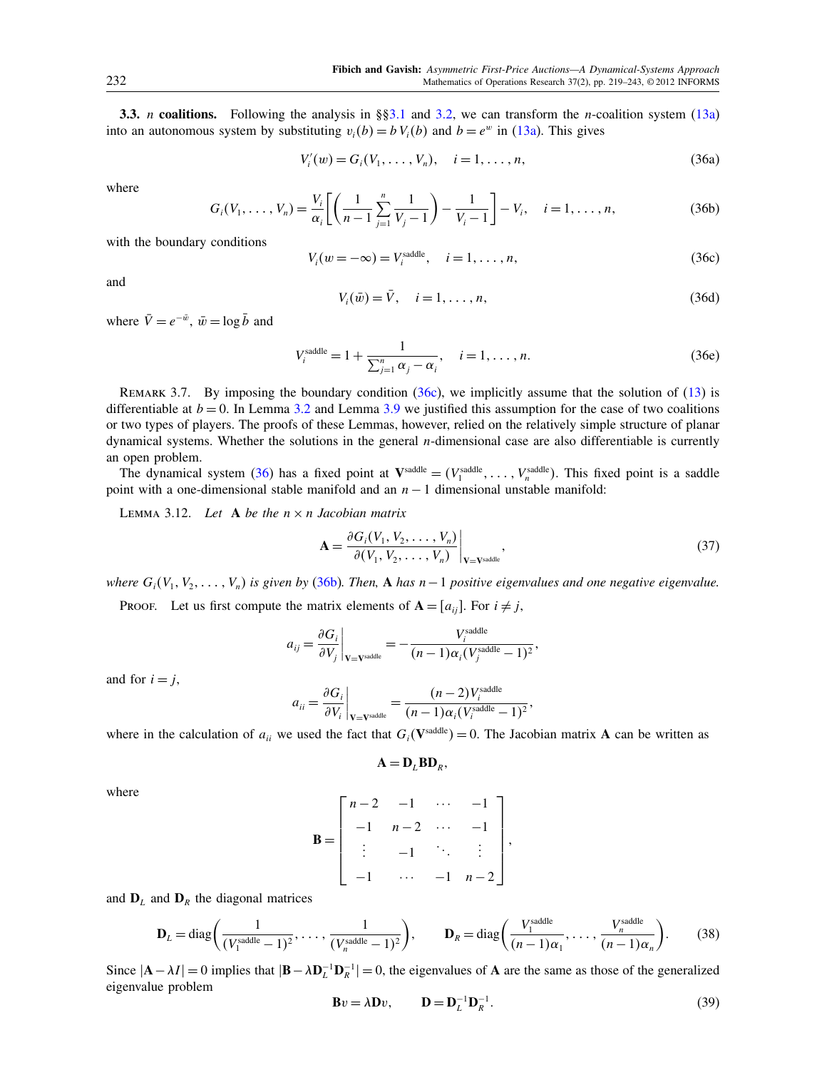**3.3.** $n$ **coalitions.** Following the analysis in §§3.1 and 3.2, we can transform the $n$-coalition system (13a) into an autonomous system by substituting $v_i(b) = b\,V_i(b)$ and $b = e^w$ in (13a). This gives

$$V_i'(w) = G_i(V_1, \dots, V_n), \quad i = 1, \dots, n, \tag{36a}$$

where

$$G_i(V_1, \dots, V_n) = \frac{V_i}{\alpha_i}\left[\left(\frac{1}{n-1}\sum_{j=1}^{n}\frac{1}{V_j - 1}\right) - \frac{1}{V_i - 1}\right] - V_i, \quad i = 1, \dots, n, \tag{36b}$$

with the boundary conditions

$$V_i(w = -\infty) = V_i^{\text{saddle}}, \quad i = 1, \dots, n, \tag{36c}$$

and

$$V_i(\bar{w}) = \bar{V}, \quad i = 1, \dots, n, \tag{36d}$$

where $\bar{V} = e^{-\bar{w}}$, $\bar{w} = \log \bar{b}$ and

$$V_i^{\text{saddle}} = 1 + \frac{1}{\sum_{j=1}^{n}\alpha_j - \alpha_i}, \quad i = 1, \dots, n. \tag{36e}$$

Remark 3.7. By imposing the boundary condition (36c), we implicitly assume that the solution of (13) is differentiable at $b = 0$. In Lemma 3.2 and Lemma 3.9 we justified this assumption for the case of two coalitions or two types of players. The proofs of these Lemmas, however, relied on the relatively simple structure of planar dynamical systems. Whether the solutions in the general $n$-dimensional case are also differentiable is currently an open problem.

The dynamical system (36) has a fixed point at $\mathbf{V}^{\text{saddle}} = (V_1^{\text{saddle}}, \dots, V_n^{\text{saddle}})$. This fixed point is a saddle point with a one-dimensional stable manifold and an $n-1$ dimensional unstable manifold:

Lemma 3.12. *Let* $\mathbf{A}$ *be the* $n \times n$ *Jacobian matrix*

$$\mathbf{A} = \left.\frac{\partial G_i(V_1, V_2, \dots, V_n)}{\partial(V_1, V_2, \dots, V_n)}\right|_{\mathbf{V}=\mathbf{V}^{\text{saddle}}}, \tag{37}$$

*where* $G_i(V_1, V_2, \dots, V_n)$ *is given by* (36b). *Then,* $\mathbf{A}$ *has* $n-1$ *positive eigenvalues and one negative eigenvalue.*

Proof. Let us first compute the matrix elements of $\mathbf{A} = [a_{ij}]$. For $i \neq j$,

$$a_{ij} = \left.\frac{\partial G_i}{\partial V_j}\right|_{\mathbf{V}=\mathbf{V}^{\text{saddle}}} = -\frac{V_i^{\text{saddle}}}{(n-1)\alpha_i (V_j^{\text{saddle}} - 1)^2},$$

and for $i = j$,

$$a_{ii} = \left.\frac{\partial G_i}{\partial V_i}\right|_{\mathbf{V}=\mathbf{V}^{\text{saddle}}} = \frac{(n-2)V_i^{\text{saddle}}}{(n-1)\alpha_i (V_i^{\text{saddle}} - 1)^2},$$

where in the calculation of $a_{ii}$ we used the fact that $G_i(\mathbf{V}^{\text{saddle}}) = 0$. The Jacobian matrix $\mathbf{A}$ can be written as

$$\mathbf{A} = \mathbf{D}_L \mathbf{B} \mathbf{D}_R,$$

where

$$\mathbf{B} = \begin{bmatrix} n-2 & -1 & \cdots & -1 \\ -1 & n-2 & \cdots & -1 \\ \vdots & -1 & \ddots & \vdots \\ -1 & \cdots & -1 & n-2 \end{bmatrix},$$

and $\mathbf{D}_L$ and $\mathbf{D}_R$ the diagonal matrices

$$\mathbf{D}_L = \operatorname{diag}\left(\frac{1}{(V_1^{\text{saddle}} - 1)^2}, \dots, \frac{1}{(V_n^{\text{saddle}} - 1)^2}\right), \qquad \mathbf{D}_R = \operatorname{diag}\left(\frac{V_1^{\text{saddle}}}{(n-1)\alpha_1}, \dots, \frac{V_n^{\text{saddle}}}{(n-1)\alpha_n}\right). \tag{38}$$

Since $|\mathbf{A} - \lambda I| = 0$ implies that $|\mathbf{B} - \lambda \mathbf{D}_L^{-1}\mathbf{D}_R^{-1}| = 0$, the eigenvalues of $\mathbf{A}$ are the same as those of the generalized eigenvalue problem

$$\mathbf{B}v = \lambda \mathbf{D}v, \qquad \mathbf{D} = \mathbf{D}_L^{-1}\mathbf{D}_R^{-1}. \tag{39}$$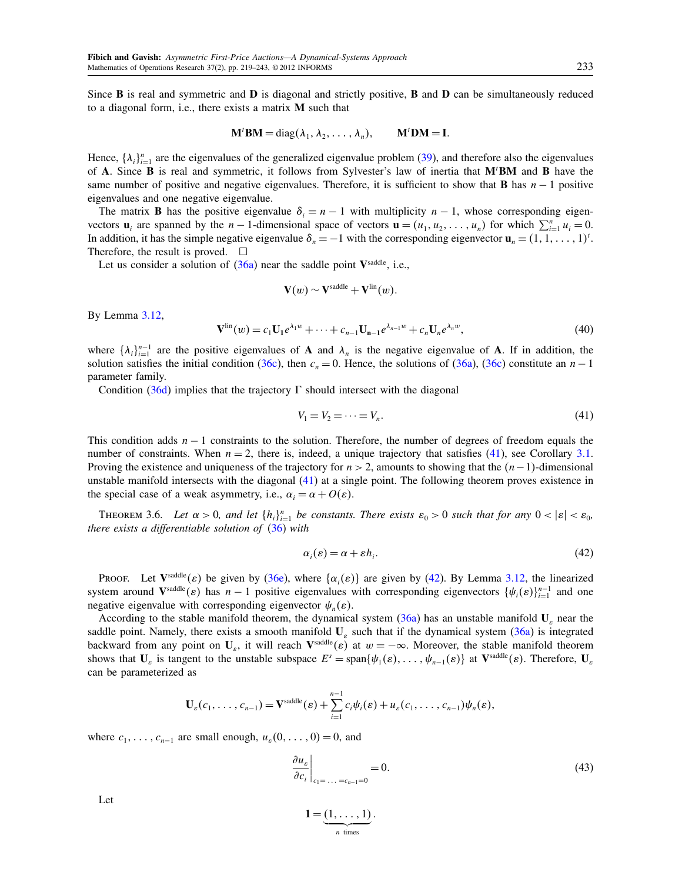Since $\mathbf{B}$ is real and symmetric and $\mathbf{D}$ is diagonal and strictly positive, $\mathbf{B}$ and $\mathbf{D}$ can be simultaneously reduced to a diagonal form, i.e., there exists a matrix $\mathbf{M}$ such that

$$\mathbf{M}^t\mathbf{B}\mathbf{M} = \operatorname{diag}(\lambda_1, \lambda_2, \ldots, \lambda_n), \qquad \mathbf{M}^t\mathbf{D}\mathbf{M} = \mathbf{I}.$$

Hence, $\{\lambda_i\}_{i=1}^n$ are the eigenvalues of the generalized eigenvalue problem (39), and therefore also the eigenvalues of $\mathbf{A}$. Since $\mathbf{B}$ is real and symmetric, it follows from Sylvester's law of inertia that $\mathbf{M}^t\mathbf{B}\mathbf{M}$ and $\mathbf{B}$ have the same number of positive and negative eigenvalues. Therefore, it is sufficient to show that $\mathbf{B}$ has $n-1$ positive eigenvalues and one negative eigenvalue.

The matrix $\mathbf{B}$ has the positive eigenvalue $\delta_i = n-1$ with multiplicity $n-1$, whose corresponding eigenvectors $\mathbf{u}_i$ are spanned by the $n-1$-dimensional space of vectors $\mathbf{u} = (u_1, u_2, \ldots, u_n)$ for which $\sum_{i=1}^n u_i = 0$. In addition, it has the simple negative eigenvalue $\delta_n = -1$ with the corresponding eigenvector $\mathbf{u}_n = (1, 1, \ldots, 1)^t$. Therefore, the result is proved. $\square$

Let us consider a solution of (36a) near the saddle point $\mathbf{V}^{\text{saddle}}$, i.e.,

$$\mathbf{V}(w) \sim \mathbf{V}^{\text{saddle}} + \mathbf{V}^{\text{lin}}(w).$$

By Lemma 3.12,

$$\mathbf{V}^{\text{lin}}(w) = c_1\mathbf{U}_1 e^{\lambda_1 w} + \cdots + c_{n-1}\mathbf{U}_{n-1} e^{\lambda_{n-1} w} + c_n \mathbf{U}_n e^{\lambda_n w}, \tag{40}$$

where $\{\lambda_i\}_{i=1}^{n-1}$ are the positive eigenvalues of $\mathbf{A}$ and $\lambda_n$ is the negative eigenvalue of $\mathbf{A}$. If in addition, the solution satisfies the initial condition (36c), then $c_n = 0$. Hence, the solutions of (36a), (36c) constitute an $n-1$ parameter family.

Condition (36d) implies that the trajectory $\Gamma$ should intersect with the diagonal

$$V_1 = V_2 = \cdots = V_n. \tag{41}$$

This condition adds $n-1$ constraints to the solution. Therefore, the number of degrees of freedom equals the number of constraints. When $n=2$, there is, indeed, a unique trajectory that satisfies (41), see Corollary 3.1. Proving the existence and uniqueness of the trajectory for $n > 2$, amounts to showing that the $(n-1)$-dimensional unstable manifold intersects with the diagonal (41) at a single point. The following theorem proves existence in the special case of a weak asymmetry, i.e., $\alpha_i = \alpha + O(\varepsilon)$.

Theorem 3.6. *Let $\alpha > 0$, and let $\{h_i\}_{i=1}^n$ be constants. There exists $\varepsilon_0 > 0$ such that for any $0 < |\varepsilon| < \varepsilon_0$, there exists a differentiable solution of* (36) *with*

$$\alpha_i(\varepsilon) = \alpha + \varepsilon h_i. \tag{42}$$

Proof. Let $\mathbf{V}^{\text{saddle}}(\varepsilon)$ be given by (36e), where $\{\alpha_i(\varepsilon)\}$ are given by (42). By Lemma 3.12, the linearized system around $\mathbf{V}^{\text{saddle}}(\varepsilon)$ has $n-1$ positive eigenvalues with corresponding eigenvectors $\{\psi_i(\varepsilon)\}_{i=1}^{n-1}$ and one negative eigenvalue with corresponding eigenvector $\psi_n(\varepsilon)$.

According to the stable manifold theorem, the dynamical system (36a) has an unstable manifold $\mathbf{U}_\varepsilon$ near the saddle point. Namely, there exists a smooth manifold $\mathbf{U}_\varepsilon$ such that if the dynamical system (36a) is integrated backward from any point on $\mathbf{U}_\varepsilon$, it will reach $\mathbf{V}^{\text{saddle}}(\varepsilon)$ at $w = -\infty$. Moreover, the stable manifold theorem shows that $\mathbf{U}_\varepsilon$ is tangent to the unstable subspace $E^s = \operatorname{span}\{\psi_1(\varepsilon), \ldots, \psi_{n-1}(\varepsilon)\}$ at $\mathbf{V}^{\text{saddle}}(\varepsilon)$. Therefore, $\mathbf{U}_\varepsilon$ can be parameterized as

$$\mathbf{U}_\varepsilon(c_1, \ldots, c_{n-1}) = \mathbf{V}^{\text{saddle}}(\varepsilon) + \sum_{i=1}^{n-1} c_i \psi_i(\varepsilon) + u_\varepsilon(c_1, \ldots, c_{n-1})\psi_n(\varepsilon),$$

where $c_1, \ldots, c_{n-1}$ are small enough, $u_\varepsilon(0, \ldots, 0) = 0$, and

$$\left.\frac{\partial u_\varepsilon}{\partial c_i}\right|_{c_1 = \cdots = c_{n-1} = 0} = 0. \tag{43}$$

Let

$$\mathbf{1} = \underbrace{(1, \ldots, 1)}_{n \text{ times}}.$$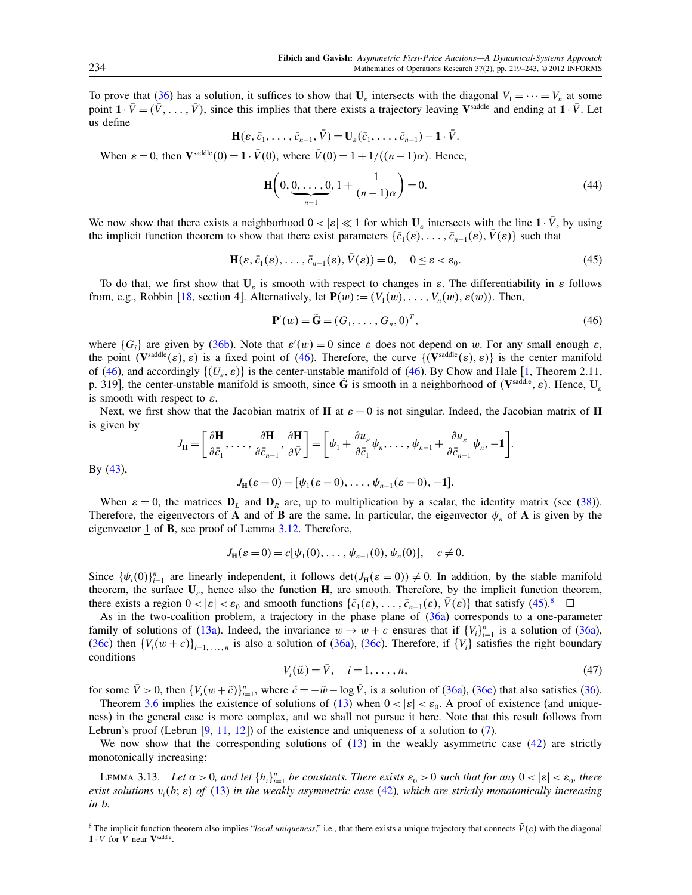To prove that (36) has a solution, it suffices to show that $\mathbf{U}_\varepsilon$ intersects with the diagonal $V_1 = \cdots = V_n$ at some point $\mathbf{1} \cdot \bar{V} = (\bar{V}, \ldots, \bar{V})$, since this implies that there exists a trajectory leaving $\mathbf{V}^{\text{saddle}}$ and ending at $\mathbf{1} \cdot \bar{V}$. Let us define

$$\mathbf{H}(\varepsilon, \bar{c}_1, \ldots, \bar{c}_{n-1}, \bar{V}) = \mathbf{U}_\varepsilon(\bar{c}_1, \ldots, \bar{c}_{n-1}) - \mathbf{1} \cdot \bar{V}.$$

When $\varepsilon = 0$, then $\mathbf{V}^{\text{saddle}}(0) = \mathbf{1} \cdot \bar{V}(0)$, where $\bar{V}(0) = 1 + 1/((n-1)\alpha)$. Hence,

$$\mathbf{H}\Bigg(0, \underbrace{0, \ldots, 0}_{n-1}, 1 + \frac{1}{(n-1)\alpha}\Bigg) = 0. \tag{44}$$

We now show that there exists a neighborhood $0 < |\varepsilon| \ll 1$ for which $\mathbf{U}_\varepsilon$ intersects with the line $\mathbf{1} \cdot \bar{V}$, by using the implicit function theorem to show that there exist parameters $\{\bar{c}_1(\varepsilon), \ldots, \bar{c}_{n-1}(\varepsilon), \bar{V}(\varepsilon)\}$ such that

$$\mathbf{H}(\varepsilon, \bar{c}_1(\varepsilon), \ldots, \bar{c}_{n-1}(\varepsilon), \bar{V}(\varepsilon)) = 0, \quad 0 \le \varepsilon < \varepsilon_0. \tag{45}$$

To do that, we first show that $\mathbf{U}_\varepsilon$ is smooth with respect to changes in $\varepsilon$. The differentiability in $\varepsilon$ follows from, e.g., Robbin [18, section 4]. Alternatively, let $\mathbf{P}(w) := (V_1(w), \ldots, V_n(w), \varepsilon(w))$. Then,

$$\mathbf{P}'(w) = \tilde{\mathbf{G}} = (G_1, \ldots, G_n, 0)^T, \tag{46}$$

where $\{G_i\}$ are given by (36b). Note that $\varepsilon'(w) = 0$ since $\varepsilon$ does not depend on $w$. For any small enough $\varepsilon$, the point $(\mathbf{V}^{\text{saddle}}(\varepsilon), \varepsilon)$ is a fixed point of (46). Therefore, the curve $\{(\mathbf{V}^{\text{saddle}}(\varepsilon), \varepsilon)\}$ is the center manifold of (46), and accordingly $\{(U_\varepsilon, \varepsilon)\}$ is the center-unstable manifold of (46). By Chow and Hale [1, Theorem 2.11, p. 319], the center-unstable manifold is smooth, since $\tilde{\mathbf{G}}$ is smooth in a neighborhood of $(\mathbf{V}^{\text{saddle}}, \varepsilon)$. Hence, $\mathbf{U}_\varepsilon$ is smooth with respect to $\varepsilon$.

Next, we first show that the Jacobian matrix of $\mathbf{H}$ at $\varepsilon = 0$ is not singular. Indeed, the Jacobian matrix of $\mathbf{H}$ is given by

$$J_{\mathbf{H}} = \left[\frac{\partial \mathbf{H}}{\partial \bar{c}_1}, \ldots, \frac{\partial \mathbf{H}}{\partial \bar{c}_{n-1}}, \frac{\partial \mathbf{H}}{\partial \bar{V}}\right] = \left[\psi_1 + \frac{\partial u_\varepsilon}{\partial \bar{c}_1}\psi_n, \ldots, \psi_{n-1} + \frac{\partial u_\varepsilon}{\partial \bar{c}_{n-1}}\psi_n, -\mathbf{1}\right].$$

By (43),

$$J_{\mathbf{H}}(\varepsilon = 0) = [\psi_1(\varepsilon = 0), \ldots, \psi_{n-1}(\varepsilon = 0), -\mathbf{1}].$$

When $\varepsilon = 0$, the matrices $\mathbf{D}_L$ and $\mathbf{D}_R$ are, up to multiplication by a scalar, the identity matrix (see (38)). Therefore, the eigenvectors of $\mathbf{A}$ and of $\mathbf{B}$ are the same. In particular, the eigenvector $\psi_n$ of $\mathbf{A}$ is given by the eigenvector $\underline{1}$ of $\mathbf{B}$, see proof of Lemma 3.12. Therefore,

$$J_{\mathbf{H}}(\varepsilon = 0) = c[\psi_1(0), \ldots, \psi_{n-1}(0), \psi_n(0)], \quad c \ne 0.$$

Since $\{\psi_i(0)\}_{i=1}^n$ are linearly independent, it follows $\det(J_{\mathbf{H}}(\varepsilon = 0)) \ne 0$. In addition, by the stable manifold theorem, the surface $\mathbf{U}_\varepsilon$, hence also the function $\mathbf{H}$, are smooth. Therefore, by the implicit function theorem, there exists a region $0 < |\varepsilon| < \varepsilon_0$ and smooth functions $\{\bar{c}_1(\varepsilon), \ldots, \bar{c}_{n-1}(\varepsilon), \bar{V}(\varepsilon)\}$ that satisfy (45).[8] $\square$

As in the two-coalition problem, a trajectory in the phase plane of (36a) corresponds to a one-parameter family of solutions of (13a). Indeed, the invariance $w \to w + c$ ensures that if $\{V_i\}_{i=1}^n$ is a solution of (36a), (36c) then $\{V_i(w + c)\}_{i=1,\ldots,n}$ is also a solution of (36a), (36c). Therefore, if $\{V_i\}$ satisfies the right boundary conditions

$$V_i(\tilde{w}) = \bar{V}, \quad i = 1, \ldots, n, \tag{47}$$

for some $\bar{V} > 0$, then $\{V_i(w + \tilde{c})\}_{i=1}^n$, where $\tilde{c} = -\tilde{w} - \log \bar{V}$, is a solution of (36a), (36c) that also satisfies (36).

Theorem 3.6 implies the existence of solutions of (13) when $0 < |\varepsilon| < \varepsilon_0$. A proof of existence (and uniqueness) in the general case is more complex, and we shall not pursue it here. Note that this result follows from Lebrun's proof (Lebrun [9, 11, 12]) of the existence and uniqueness of a solution to (7).

We now show that the corresponding solutions of (13) in the weakly asymmetric case (42) are strictly monotonically increasing:

Lemma 3.13. *Let $\alpha > 0$, and let $\{h_i\}_{i=1}^n$ be constants. There exists $\varepsilon_0 > 0$ such that for any $0 < |\varepsilon| < \varepsilon_0$, there exist solutions $v_i(b; \varepsilon)$ of (13) in the weakly asymmetric case (42), which are strictly monotonically increasing in $b$.*

[8] The implicit function theorem also implies "*local uniqueness*," i.e., that there exists a unique trajectory that connects $\bar{V}(\varepsilon)$ with the diagonal $\mathbf{1} \cdot \bar{V}$ for $\bar{V}$ near $\mathbf{V}^{\text{saddle}}$.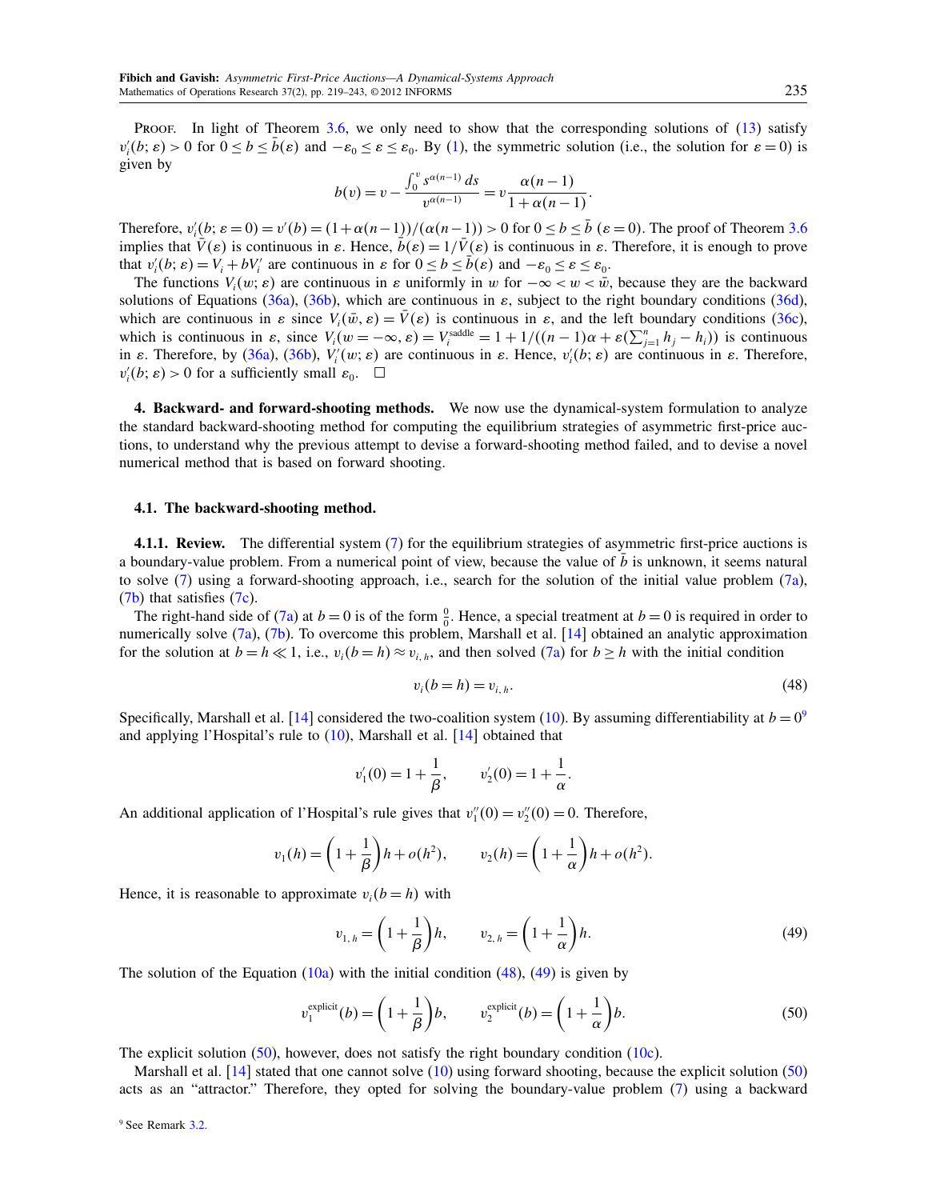PROOF. In light of Theorem 3.6, we only need to show that the corresponding solutions of (13) satisfy $v_i'(b;\varepsilon) > 0$ for $0 \le b \le \bar{b}(\varepsilon)$ and $-\varepsilon_0 \le \varepsilon \le \varepsilon_0$. By (1), the symmetric solution (i.e., the solution for $\varepsilon = 0$) is given by

$$b(v) = v - \frac{\int_0^v s^{\alpha(n-1)}\, ds}{v^{\alpha(n-1)}} = v\frac{\alpha(n-1)}{1+\alpha(n-1)}.$$

Therefore, $v_i'(b;\varepsilon=0) = v'(b) = (1+\alpha(n-1))/(\alpha(n-1)) > 0$ for $0 \le b \le \bar{b}$ $(\varepsilon = 0)$. The proof of Theorem 3.6 implies that $\bar{V}(\varepsilon)$ is continuous in $\varepsilon$. Hence, $\bar{b}(\varepsilon) = 1/\bar{V}(\varepsilon)$ is continuous in $\varepsilon$. Therefore, it is enough to prove that $v_i'(b;\varepsilon) = V_i + bV_i'$ are continuous in $\varepsilon$ for $0 \le b \le \bar{b}(\varepsilon)$ and $-\varepsilon_0 \le \varepsilon \le \varepsilon_0$.

The functions $V_i(w;\varepsilon)$ are continuous in $\varepsilon$ uniformly in $w$ for $-\infty < w < \bar{w}$, because they are the backward solutions of Equations (36a), (36b), which are continuous in $\varepsilon$, subject to the right boundary conditions (36d), which are continuous in $\varepsilon$ since $V_i(\bar{w},\varepsilon) = \bar{V}(\varepsilon)$ is continuous in $\varepsilon$, and the left boundary conditions (36c), which is continuous in $\varepsilon$, since $V_i(w=-\infty,\varepsilon) = V_i^{\text{saddle}} = 1 + 1/((n-1)\alpha + \varepsilon(\sum_{j=1}^n h_j - h_i))$ is continuous in $\varepsilon$. Therefore, by (36a), (36b), $V_i'(w;\varepsilon)$ are continuous in $\varepsilon$. Hence, $v_i'(b;\varepsilon)$ are continuous in $\varepsilon$. Therefore, $v_i'(b;\varepsilon) > 0$ for a sufficiently small $\varepsilon_0$. $\square$

## 4. Backward- and forward-shooting methods.

We now use the dynamical-system formulation to analyze the standard backward-shooting method for computing the equilibrium strategies of asymmetric first-price auctions, to understand why the previous attempt to devise a forward-shooting method failed, and to devise a novel numerical method that is based on forward shooting.

### 4.1. The backward-shooting method.

**4.1.1. Review.** The differential system (7) for the equilibrium strategies of asymmetric first-price auctions is a boundary-value problem. From a numerical point of view, because the value of $\bar{b}$ is unknown, it seems natural to solve (7) using a forward-shooting approach, i.e., search for the solution of the initial value problem (7a), (7b) that satisfies (7c).

The right-hand side of (7a) at $b = 0$ is of the form $\frac{0}{0}$. Hence, a special treatment at $b = 0$ is required in order to numerically solve (7a), (7b). To overcome this problem, Marshall et al. [14] obtained an analytic approximation for the solution at $b = h \ll 1$, i.e., $v_i(b=h) \approx v_{i,h}$, and then solved (7a) for $b \ge h$ with the initial condition

$$v_i(b=h) = v_{i,h}. \tag{48}$$

Specifically, Marshall et al. [14] considered the two-coalition system (10). By assuming differentiability at $b = 0$[9] and applying l'Hospital's rule to (10), Marshall et al. [14] obtained that

$$v_1'(0) = 1 + \frac{1}{\beta}, \qquad v_2'(0) = 1 + \frac{1}{\alpha}.$$

An additional application of l'Hospital's rule gives that $v_1''(0) = v_2''(0) = 0$. Therefore,

$$v_1(h) = \left(1 + \frac{1}{\beta}\right)h + o(h^2), \qquad v_2(h) = \left(1 + \frac{1}{\alpha}\right)h + o(h^2).$$

Hence, it is reasonable to approximate $v_i(b=h)$ with

$$v_{1,h} = \left(1 + \frac{1}{\beta}\right)h, \qquad v_{2,h} = \left(1 + \frac{1}{\alpha}\right)h. \tag{49}$$

The solution of the Equation (10a) with the initial condition (48), (49) is given by

$$v_1^{\text{explicit}}(b) = \left(1 + \frac{1}{\beta}\right)b, \qquad v_2^{\text{explicit}}(b) = \left(1 + \frac{1}{\alpha}\right)b. \tag{50}$$

The explicit solution (50), however, does not satisfy the right boundary condition (10c).

Marshall et al. [14] stated that one cannot solve (10) using forward shooting, because the explicit solution (50) acts as an "attractor." Therefore, they opted for solving the boundary-value problem (7) using a backward

[9] See Remark 3.2.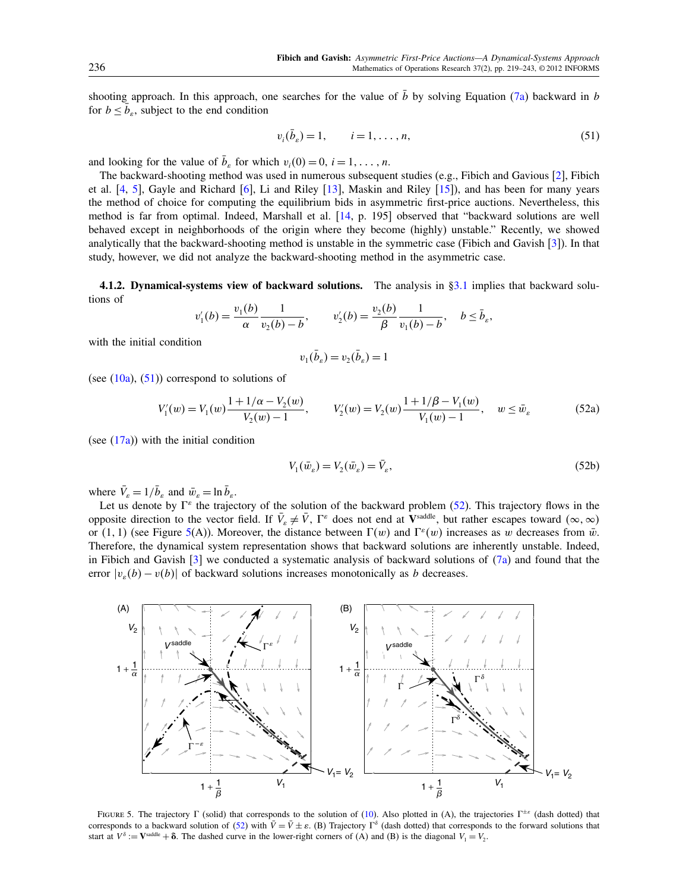shooting approach. In this approach, one searches for the value of $\bar{b}$ by solving Equation (7a) backward in $b$ for $b \le \bar{b}_\varepsilon$, subject to the end condition

$$v_i(\bar{b}_\varepsilon) = 1, \qquad i = 1, \dots, n, \tag{51}$$

and looking for the value of $\bar{b}_\varepsilon$ for which $v_i(0) = 0$, $i = 1, \dots, n$.

The backward-shooting method was used in numerous subsequent studies (e.g., Fibich and Gavious [2], Fibich et al. [4, 5], Gayle and Richard [6], Li and Riley [13], Maskin and Riley [15]), and has been for many years the method of choice for computing the equilibrium bids in asymmetric first-price auctions. Nevertheless, this method is far from optimal. Indeed, Marshall et al. [14, p. 195] observed that "backward solutions are well behaved except in neighborhoods of the origin where they become (highly) unstable." Recently, we showed analytically that the backward-shooting method is unstable in the symmetric case (Fibich and Gavish [3]). In that study, however, we did not analyze the backward-shooting method in the asymmetric case.

**4.1.2. Dynamical-systems view of backward solutions.** The analysis in §3.1 implies that backward solutions of

$$v_1'(b) = \frac{v_1(b)}{\alpha}\frac{1}{v_2(b) - b}, \qquad v_2'(b) = \frac{v_2(b)}{\beta}\frac{1}{v_1(b) - b}, \quad b \le \bar{b}_\varepsilon,$$

with the initial condition

$$v_1(\bar{b}_\varepsilon) = v_2(\bar{b}_\varepsilon) = 1$$

(see (10a), (51)) correspond to solutions of

$$V_1'(w) = V_1(w)\frac{1 + 1/\alpha - V_2(w)}{V_2(w) - 1}, \qquad V_2'(w) = V_2(w)\frac{1 + 1/\beta - V_1(w)}{V_1(w) - 1}, \quad w \le \bar{w}_\varepsilon \tag{52a}$$

(see (17a)) with the initial condition

$$V_1(\bar{w}_\varepsilon) = V_2(\bar{w}_\varepsilon) = \bar{V}_\varepsilon, \tag{52b}$$

where $\bar{V}_\varepsilon = 1/\bar{b}_\varepsilon$ and $\bar{w}_\varepsilon = \ln \bar{b}_\varepsilon$.

Let us denote by $\Gamma^\varepsilon$ the trajectory of the solution of the backward problem (52). This trajectory flows in the opposite direction to the vector field. If $\bar{V}_\varepsilon \ne \bar{V}$, $\Gamma^\varepsilon$ does not end at $\mathbf{V}^{\text{saddle}}$, but rather escapes toward $(\infty, \infty)$ or $(1, 1)$ (see Figure 5(A)). Moreover, the distance between $\Gamma(w)$ and $\Gamma^\varepsilon(w)$ increases as $w$ decreases from $\bar{w}$. Therefore, the dynamical system representation shows that backward solutions are inherently unstable. Indeed, in Fibich and Gavish [3] we conducted a systematic analysis of backward solutions of (7a) and found that the error $|v_\varepsilon(b) - v(b)|$ of backward solutions increases monotonically as $b$ decreases.

FIGURE 5. The trajectory $\Gamma$ (solid) that corresponds to the solution of (10). Also plotted in (A), the trajectories $\Gamma^{\pm\varepsilon}$ (dash dotted) that corresponds to a backward solution of (52) with $\bar{V} = \bar{V} \pm \varepsilon$. (B) Trajectory $\Gamma^\delta$ (dash dotted) that corresponds to the forward solutions that start at $V^\delta := \mathbf{V}^{\text{saddle}} + \boldsymbol{\delta}$. The dashed curve in the lower-right corners of (A) and (B) is the diagonal $V_1 = V_2$.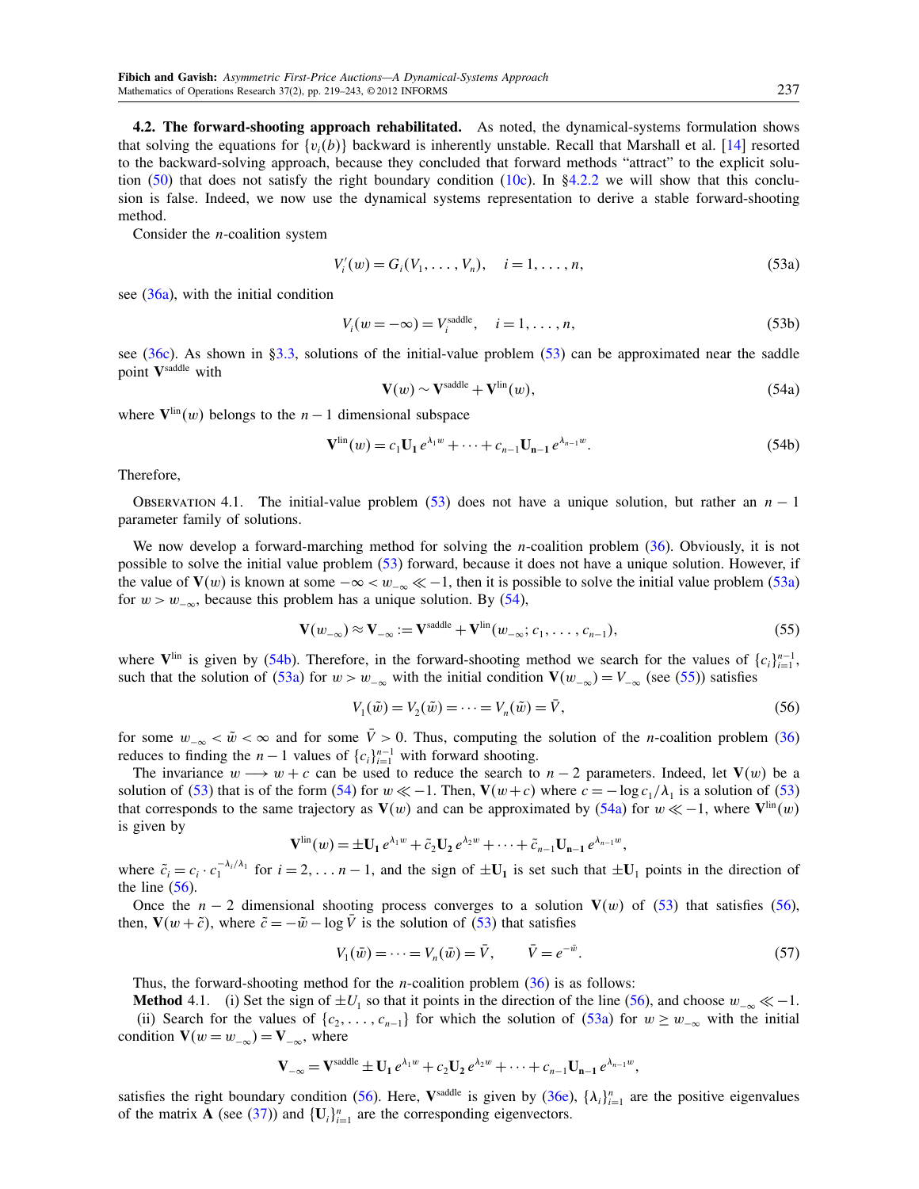**4.2. The forward-shooting approach rehabilitated.** As noted, the dynamical-systems formulation shows that solving the equations for $\{v_i(b)\}$ backward is inherently unstable. Recall that Marshall et al. [14] resorted to the backward-solving approach, because they concluded that forward methods "attract" to the explicit solution (50) that does not satisfy the right boundary condition (10c). In §4.2.2 we will show that this conclusion is false. Indeed, we now use the dynamical systems representation to derive a stable forward-shooting method.

Consider the $n$-coalition system

$$V_i'(w) = G_i(V_1, \ldots, V_n), \quad i = 1, \ldots, n, \tag{53a}$$

see (36a), with the initial condition

$$V_i(w = -\infty) = V_i^{\text{saddle}}, \quad i = 1, \ldots, n, \tag{53b}$$

see (36c). As shown in §3.3, solutions of the initial-value problem (53) can be approximated near the saddle point $\mathbf{V}^{\text{saddle}}$ with

$$\mathbf{V}(w) \sim \mathbf{V}^{\text{saddle}} + \mathbf{V}^{\text{lin}}(w), \tag{54a}$$

where $\mathbf{V}^{\text{lin}}(w)$ belongs to the $n-1$ dimensional subspace

$$\mathbf{V}^{\text{lin}}(w) = c_1 \mathbf{U_1} e^{\lambda_1 w} + \cdots + c_{n-1} \mathbf{U_{n-1}} e^{\lambda_{n-1} w}. \tag{54b}$$

Therefore,

Observation 4.1. The initial-value problem (53) does not have a unique solution, but rather an $n-1$ parameter family of solutions.

We now develop a forward-marching method for solving the $n$-coalition problem (36). Obviously, it is not possible to solve the initial value problem (53) forward, because it does not have a unique solution. However, if the value of $\mathbf{V}(w)$ is known at some $-\infty < w_{-\infty} \ll -1$, then it is possible to solve the initial value problem (53a) for $w > w_{-\infty}$, because this problem has a unique solution. By (54),

$$\mathbf{V}(w_{-\infty}) \approx \mathbf{V}_{-\infty} := \mathbf{V}^{\text{saddle}} + \mathbf{V}^{\text{lin}}(w_{-\infty}; c_1, \ldots, c_{n-1}), \tag{55}$$

where $\mathbf{V}^{\text{lin}}$ is given by (54b). Therefore, in the forward-shooting method we search for the values of $\{c_i\}_{i=1}^{n-1}$, such that the solution of (53a) for $w > w_{-\infty}$ with the initial condition $\mathbf{V}(w_{-\infty}) = V_{-\infty}$ (see (55)) satisfies

$$V_1(\tilde{w}) = V_2(\tilde{w}) = \cdots = V_n(\tilde{w}) = \bar{V}, \tag{56}$$

for some $w_{-\infty} < \tilde{w} < \infty$ and for some $\bar{V} > 0$. Thus, computing the solution of the $n$-coalition problem (36) reduces to finding the $n-1$ values of $\{c_i\}_{i=1}^{n-1}$ with forward shooting.

The invariance $w \longrightarrow w + c$ can be used to reduce the search to $n-2$ parameters. Indeed, let $\mathbf{V}(w)$ be a solution of (53) that is of the form (54) for $w \ll -1$. Then, $\mathbf{V}(w+c)$ where $c = -\log c_1/\lambda_1$ is a solution of (53) that corresponds to the same trajectory as $\mathbf{V}(w)$ and can be approximated by (54a) for $w \ll -1$, where $\mathbf{V}^{\text{lin}}(w)$ is given by

$$\mathbf{V}^{\text{lin}}(w) = \pm \mathbf{U_1} e^{\lambda_1 w} + \tilde{c}_2 \mathbf{U_2} e^{\lambda_2 w} + \cdots + \tilde{c}_{n-1} \mathbf{U_{n-1}} e^{\lambda_{n-1} w},$$

where $\tilde{c}_i = c_i \cdot c_1^{-\lambda_i/\lambda_1}$ for $i = 2, \ldots n-1$, and the sign of $\pm \mathbf{U_1}$ is set such that $\pm \mathbf{U}_1$ points in the direction of the line (56).

Once the $n-2$ dimensional shooting process converges to a solution $\mathbf{V}(w)$ of (53) that satisfies (56), then, $\mathbf{V}(w+\tilde{c})$, where $\tilde{c} = -\tilde{w} - \log \bar{V}$ is the solution of (53) that satisfies

$$V_1(\bar{w}) = \cdots = V_n(\bar{w}) = \bar{V}, \qquad \bar{V} = e^{-\bar{w}}. \tag{57}$$

Thus, the forward-shooting method for the $n$-coalition problem (36) is as follows:

**Method** 4.1. (i) Set the sign of $\pm U_1$ so that it points in the direction of the line (56), and choose $w_{-\infty} \ll -1$.
(ii) Search for the values of $\{c_2, \ldots, c_{n-1}\}$ for which the solution of (53a) for $w \geq w_{-\infty}$ with the initial condition $\mathbf{V}(w = w_{-\infty}) = \mathbf{V}_{-\infty}$, where

$$\mathbf{V}_{-\infty} = \mathbf{V}^{\text{saddle}} \pm \mathbf{U_1} e^{\lambda_1 w} + c_2 \mathbf{U_2} e^{\lambda_2 w} + \cdots + c_{n-1} \mathbf{U_{n-1}} e^{\lambda_{n-1} w},$$

satisfies the right boundary condition (56). Here, $\mathbf{V}^{\text{saddle}}$ is given by (36e), $\{\lambda_i\}_{i=1}^n$ are the positive eigenvalues of the matrix $\mathbf{A}$ (see (37)) and $\{\mathbf{U}_i\}_{i=1}^n$ are the corresponding eigenvectors.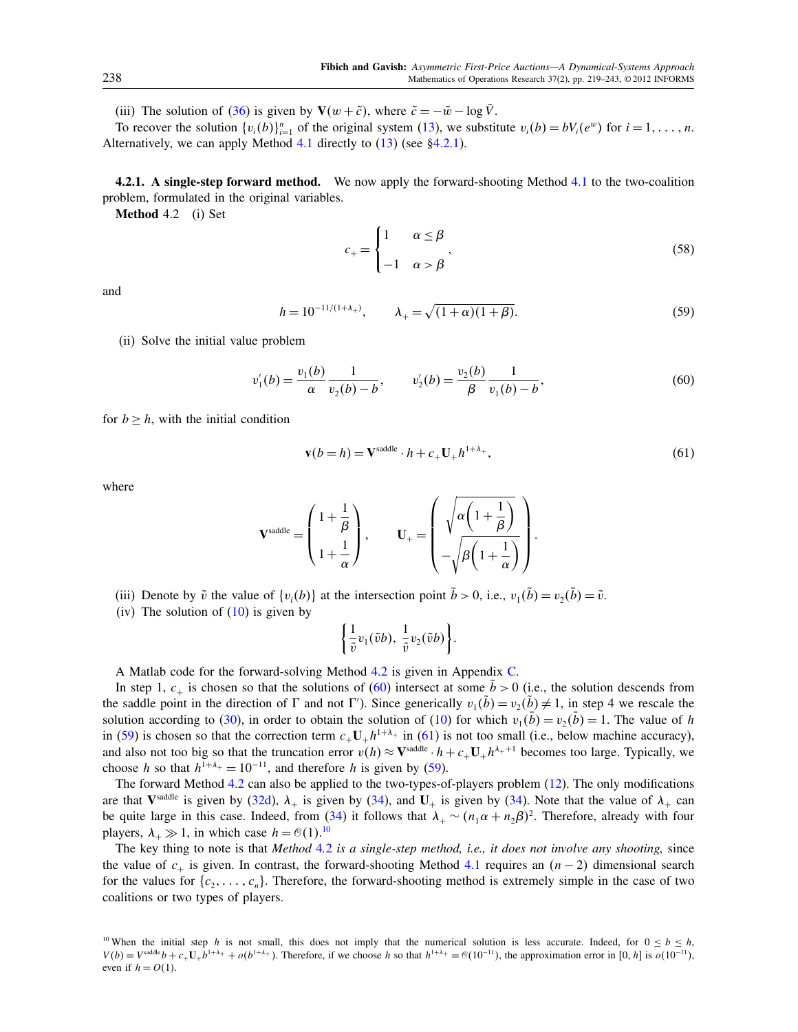(iii) The solution of (36) is given by $\mathbf{V}(w+\tilde{c})$, where $\tilde{c} = -\tilde{w} - \log \bar{V}$.

To recover the solution $\{v_i(b)\}_{i=1}^n$ of the original system (13), we substitute $v_i(b) = bV_i(e^w)$ for $i = 1, \ldots, n$. Alternatively, we can apply Method 4.1 directly to (13) (see §4.2.1).

#### 4.2.1. A single-step forward method.

We now apply the forward-shooting Method 4.1 to the two-coalition problem, formulated in the original variables.

**Method** 4.2 (i) Set

$$c_+ = \begin{cases} 1 & \alpha \le \beta \\ -1 & \alpha > \beta \end{cases}, \tag{58}$$

and

$$h = 10^{-11/(1+\lambda_+)}, \qquad \lambda_+ = \sqrt{(1+\alpha)(1+\beta)}. \tag{59}$$

(ii) Solve the initial value problem

$$v_1'(b) = \frac{v_1(b)}{\alpha} \frac{1}{v_2(b) - b}, \qquad v_2'(b) = \frac{v_2(b)}{\beta} \frac{1}{v_1(b) - b}, \tag{60}$$

for $b \ge h$, with the initial condition

$$\mathbf{v}(b = h) = \mathbf{V}^{\text{saddle}} \cdot h + c_+ \mathbf{U}_+ h^{1+\lambda_+}, \tag{61}$$

where

$$\mathbf{V}^{\text{saddle}} = \begin{pmatrix} 1 + \dfrac{1}{\beta} \\ 1 + \dfrac{1}{\alpha} \end{pmatrix}, \qquad \mathbf{U}_+ = \begin{pmatrix} \sqrt{\alpha\left(1 + \dfrac{1}{\beta}\right)} \\ -\sqrt{\beta\left(1 + \dfrac{1}{\alpha}\right)} \end{pmatrix}.$$

(iii) Denote by $\tilde{v}$ the value of $\{v_i(b)\}$ at the intersection point $\tilde{b} > 0$, i.e., $v_1(\tilde{b}) = v_2(\tilde{b}) = \tilde{v}$.

(iv) The solution of (10) is given by

$$\left\{ \frac{1}{\tilde{v}} v_1(\tilde{v}b), \ \frac{1}{\tilde{v}} v_2(\tilde{v}b) \right\}.$$

A Matlab code for the forward-solving Method 4.2 is given in Appendix C.

In step 1, $c_+$ is chosen so that the solutions of (60) intersect at some $\tilde{b} > 0$ (i.e., the solution descends from the saddle point in the direction of $\Gamma$ and not $\Gamma'$). Since generically $v_1(\tilde{b}) = v_2(\tilde{b}) \neq 1$, in step 4 we rescale the solution according to (30), in order to obtain the solution of (10) for which $v_1(\bar{b}) = v_2(\bar{b}) = 1$. The value of $h$ in (59) is chosen so that the correction term $c_+ \mathbf{U}_+ h^{1+\lambda_+}$ in (61) is not too small (i.e., below machine accuracy), and also not too big so that the truncation error $v(h) \approx \mathbf{V}^{\text{saddle}} \cdot h + c_+ \mathbf{U}_+ h^{\lambda_+ + 1}$ becomes too large. Typically, we choose $h$ so that $h^{1+\lambda_+} = 10^{-11}$, and therefore $h$ is given by (59).

The forward Method 4.2 can also be applied to the two-types-of-players problem (12). The only modifications are that $\mathbf{V}^{\text{saddle}}$ is given by (32d), $\lambda_+$ is given by (34), and $\mathbf{U}_+$ is given by (34). Note that the value of $\lambda_+$ can be quite large in this case. Indeed, from (34) it follows that $\lambda_+ \sim (n_1\alpha + n_2\beta)^2$. Therefore, already with four players, $\lambda_+ \gg 1$, in which case $h = \mathcal{O}(1)$.[10]

The key thing to note is that *Method 4.2 is a single-step method, i.e., it does not involve any shooting*, since the value of $c_+$ is given. In contrast, the forward-shooting Method 4.1 requires an $(n-2)$ dimensional search for the values for $\{c_2, \ldots, c_n\}$. Therefore, the forward-shooting method is extremely simple in the case of two coalitions or two types of players.

---

[10] When the initial step $h$ is not small, this does not imply that the numerical solution is less accurate. Indeed, for $0 \le b \le h$, $V(b) = V^{\text{saddle}} b + c_+ \mathbf{U}_+ b^{1+\lambda_+} + o(b^{1+\lambda_+})$. Therefore, if we choose $h$ so that $h^{1+\lambda_+} = \mathcal{O}(10^{-11})$, the approximation error in $[0, h]$ is $o(10^{-11})$, even if $h = O(1)$.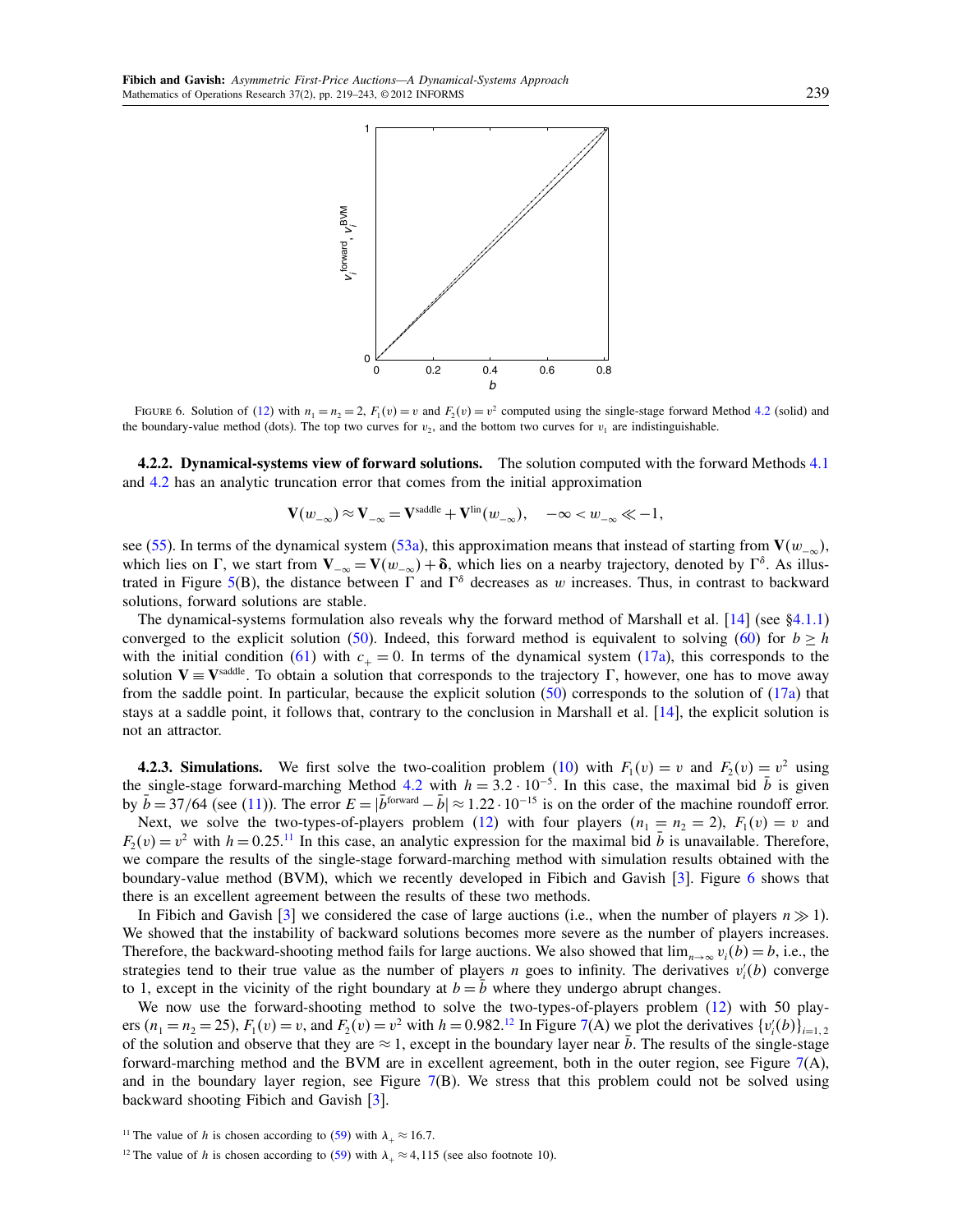FIGURE 6. Solution of (12) with $n_1 = n_2 = 2$, $F_1(v) = v$ and $F_2(v) = v^2$ computed using the single-stage forward Method 4.2 (solid) and the boundary-value method (dots). The top two curves for $v_2$, and the bottom two curves for $v_1$ are indistinguishable.

**4.2.2. Dynamical-systems view of forward solutions.** The solution computed with the forward Methods 4.1 and 4.2 has an analytic truncation error that comes from the initial approximation

$$\mathbf{V}(w_{-\infty}) \approx \mathbf{V}_{-\infty} = \mathbf{V}^{\text{saddle}} + \mathbf{V}^{\text{lin}}(w_{-\infty}), \quad -\infty < w_{-\infty} \ll -1,$$

see (55). In terms of the dynamical system (53a), this approximation means that instead of starting from $\mathbf{V}(w_{-\infty})$, which lies on $\Gamma$, we start from $\mathbf{V}_{-\infty} = \mathbf{V}(w_{-\infty}) + \boldsymbol{\delta}$, which lies on a nearby trajectory, denoted by $\Gamma^{\delta}$. As illustrated in Figure 5(B), the distance between $\Gamma$ and $\Gamma^{\delta}$ decreases as $w$ increases. Thus, in contrast to backward solutions, forward solutions are stable.

The dynamical-systems formulation also reveals why the forward method of Marshall et al. [14] (see §4.1.1) converged to the explicit solution (50). Indeed, this forward method is equivalent to solving (60) for $b \geq h$ with the initial condition (61) with $c_+ = 0$. In terms of the dynamical system (17a), this corresponds to the solution $\mathbf{V} \equiv \mathbf{V}^{\text{saddle}}$. To obtain a solution that corresponds to the trajectory $\Gamma$, however, one has to move away from the saddle point. In particular, because the explicit solution (50) corresponds to the solution of (17a) that stays at a saddle point, it follows that, contrary to the conclusion in Marshall et al. [14], the explicit solution is not an attractor.

**4.2.3. Simulations.** We first solve the two-coalition problem (10) with $F_1(v) = v$ and $F_2(v) = v^2$ using the single-stage forward-marching Method 4.2 with $h = 3.2 \cdot 10^{-5}$. In this case, the maximal bid $\bar{b}$ is given by $\bar{b} = 37/64$ (see (11)). The error $E = |\bar{b}^{\text{forward}} - \bar{b}| \approx 1.22 \cdot 10^{-15}$ is on the order of the machine roundoff error.

Next, we solve the two-types-of-players problem (12) with four players ($n_1 = n_2 = 2$), $F_1(v) = v$ and $F_2(v) = v^2$ with $h = 0.25$.[11] In this case, an analytic expression for the maximal bid $\bar{b}$ is unavailable. Therefore, we compare the results of the single-stage forward-marching method with simulation results obtained with the boundary-value method (BVM), which we recently developed in Fibich and Gavish [3]. Figure 6 shows that there is an excellent agreement between the results of these two methods.

In Fibich and Gavish [3] we considered the case of large auctions (i.e., when the number of players $n \gg 1$). We showed that the instability of backward solutions becomes more severe as the number of players increases. Therefore, the backward-shooting method fails for large auctions. We also showed that $\lim_{n\to\infty} v_i(b) = b$, i.e., the strategies tend to their true value as the number of players $n$ goes to infinity. The derivatives $v_i'(b)$ converge to 1, except in the vicinity of the right boundary at $b = \bar{b}$ where they undergo abrupt changes.

We now use the forward-shooting method to solve the two-types-of-players problem (12) with 50 players ($n_1 = n_2 = 25$), $F_1(v) = v$, and $F_2(v) = v^2$ with $h = 0.982$.[12] In Figure 7(A) we plot the derivatives $\{v_i'(b)\}_{i=1,2}$ of the solution and observe that they are $\approx 1$, except in the boundary layer near $\bar{b}$. The results of the single-stage forward-marching method and the BVM are in excellent agreement, both in the outer region, see Figure 7(A), and in the boundary layer region, see Figure 7(B). We stress that this problem could not be solved using backward shooting Fibich and Gavish [3].

[11] The value of $h$ is chosen according to (59) with $\lambda_+ \approx 16.7$.

[12] The value of $h$ is chosen according to (59) with $\lambda_+ \approx 4{,}115$ (see also footnote 10).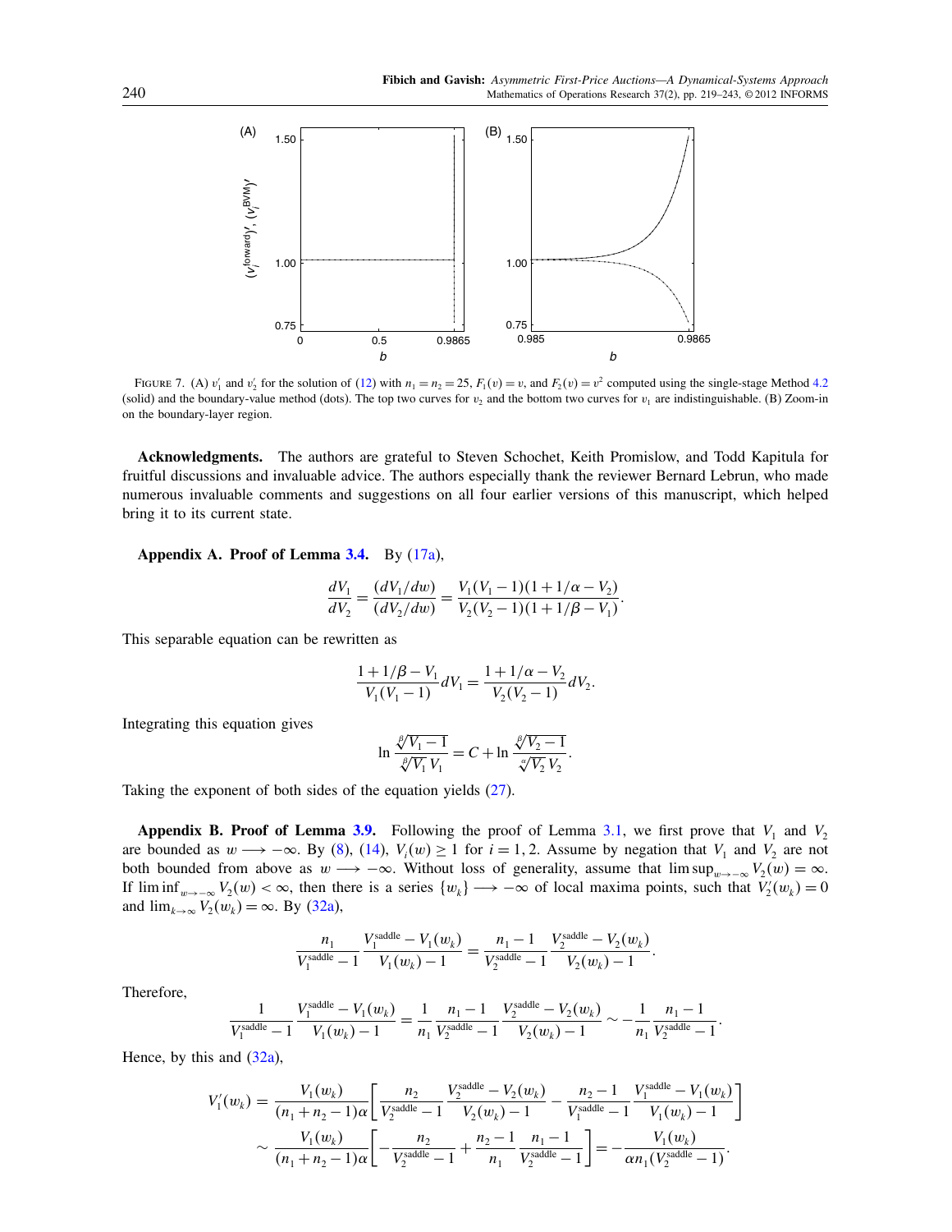FIGURE 7. (A) $v_1'$ and $v_2'$ for the solution of (12) with $n_1 = n_2 = 25$, $F_1(v) = v$, and $F_2(v) = v^2$ computed using the single-stage Method 4.2 (solid) and the boundary-value method (dots). The top two curves for $v_2$ and the bottom two curves for $v_1$ are indistinguishable. (B) Zoom-in on the boundary-layer region.

**Acknowledgments.** The authors are grateful to Steven Schochet, Keith Promislow, and Todd Kapitula for fruitful discussions and invaluable advice. The authors especially thank the reviewer Bernard Lebrun, who made numerous invaluable comments and suggestions on all four earlier versions of this manuscript, which helped bring it to its current state.

**Appendix A. Proof of Lemma 3.4.** By (17a),

$$\frac{dV_1}{dV_2} = \frac{(dV_1/dw)}{(dV_2/dw)} = \frac{V_1(V_1-1)(1+1/\alpha - V_2)}{V_2(V_2-1)(1+1/\beta - V_1)}.$$

This separable equation can be rewritten as

$$\frac{1+1/\beta - V_1}{V_1(V_1-1)}\,dV_1 = \frac{1+1/\alpha - V_2}{V_2(V_2-1)}\,dV_2.$$

Integrating this equation gives

$$\ln\frac{\sqrt[\beta]{V_1-1}}{\sqrt[\beta]{V_1}\,V_1} = C + \ln\frac{\sqrt[\alpha]{V_2-1}}{\sqrt[\alpha]{V_2}\,V_2}.$$

Taking the exponent of both sides of the equation yields (27).

**Appendix B. Proof of Lemma 3.9.** Following the proof of Lemma 3.1, we first prove that $V_1$ and $V_2$ are bounded as $w \longrightarrow -\infty$. By (8), (14), $V_i(w) \geq 1$ for $i = 1, 2$. Assume by negation that $V_1$ and $V_2$ are not both bounded from above as $w \longrightarrow -\infty$. Without loss of generality, assume that $\limsup_{w\to-\infty} V_2(w) = \infty$. If $\liminf_{w\to-\infty} V_2(w) < \infty$, then there is a series $\{w_k\} \longrightarrow -\infty$ of local maxima points, such that $V_2'(w_k) = 0$ and $\lim_{k\to\infty} V_2(w_k) = \infty$. By (32a),

$$\frac{n_1}{V_1^{\text{saddle}}-1}\,\frac{V_1^{\text{saddle}} - V_1(w_k)}{V_1(w_k)-1} = \frac{n_1-1}{V_2^{\text{saddle}}-1}\,\frac{V_2^{\text{saddle}} - V_2(w_k)}{V_2(w_k)-1}.$$

Therefore,

$$\frac{1}{V_1^{\text{saddle}}-1}\,\frac{V_1^{\text{saddle}} - V_1(w_k)}{V_1(w_k)-1} = \frac{1}{n_1}\,\frac{n_1-1}{V_2^{\text{saddle}}-1}\,\frac{V_2^{\text{saddle}} - V_2(w_k)}{V_2(w_k)-1} \sim -\frac{1}{n_1}\,\frac{n_1-1}{V_2^{\text{saddle}}-1}.$$

Hence, by this and (32a),

$$\begin{aligned}
V_1'(w_k) &= \frac{V_1(w_k)}{(n_1+n_2-1)\alpha}\left[\frac{n_2}{V_2^{\text{saddle}}-1}\,\frac{V_2^{\text{saddle}} - V_2(w_k)}{V_2(w_k)-1} - \frac{n_2-1}{V_1^{\text{saddle}}-1}\,\frac{V_1^{\text{saddle}} - V_1(w_k)}{V_1(w_k)-1}\right] \\
&\sim \frac{V_1(w_k)}{(n_1+n_2-1)\alpha}\left[-\frac{n_2}{V_2^{\text{saddle}}-1} + \frac{n_2-1}{n_1}\,\frac{n_1-1}{V_2^{\text{saddle}}-1}\right] = -\frac{V_1(w_k)}{\alpha n_1 (V_2^{\text{saddle}}-1)}.
\end{aligned}$$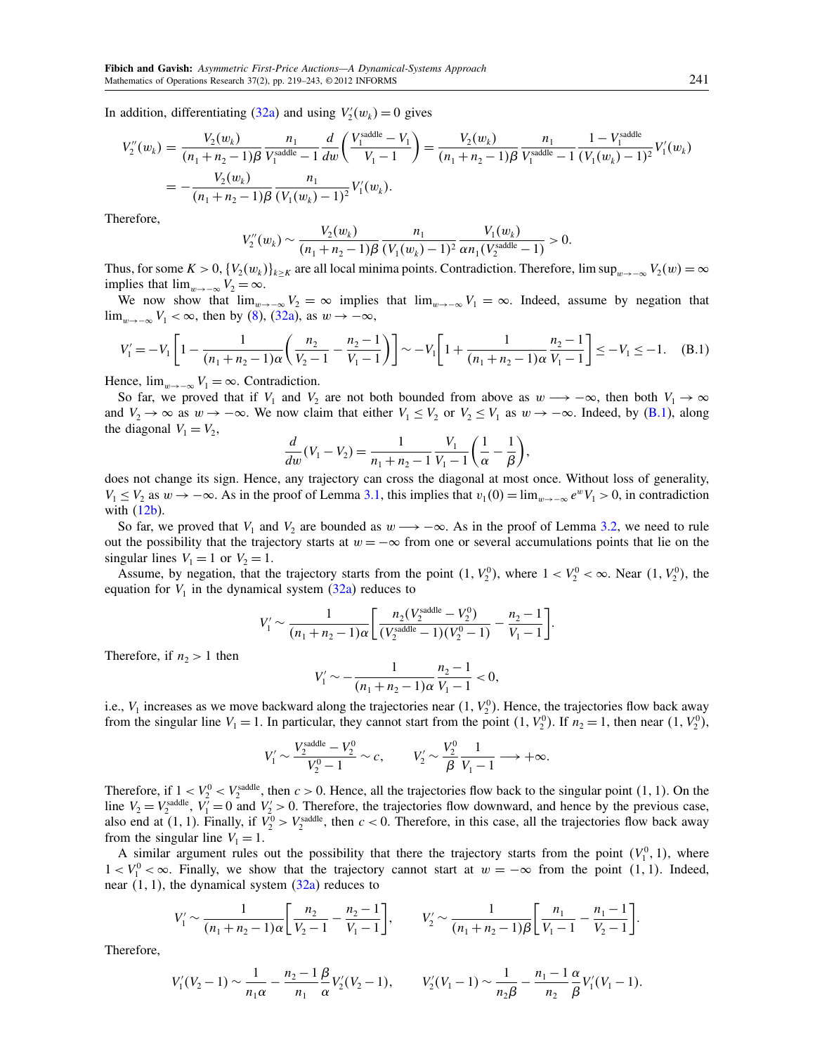In addition, differentiating (32a) and using $V_2'(w_k)=0$ gives

$$V_2''(w_k) = \frac{V_2(w_k)}{(n_1+n_2-1)\beta}\frac{n_1}{V_1^{\text{saddle}}-1}\frac{d}{dw}\left(\frac{V_1^{\text{saddle}}-V_1}{V_1-1}\right) = \frac{V_2(w_k)}{(n_1+n_2-1)\beta}\frac{n_1}{V_1^{\text{saddle}}-1}\frac{1-V_1^{\text{saddle}}}{(V_1(w_k)-1)^2}V_1'(w_k)$$
$$= -\frac{V_2(w_k)}{(n_1+n_2-1)\beta}\frac{n_1}{(V_1(w_k)-1)^2}V_1'(w_k).$$

Therefore,

$$V_2''(w_k) \sim \frac{V_2(w_k)}{(n_1+n_2-1)\beta}\frac{n_1}{(V_1(w_k)-1)^2}\frac{V_1(w_k)}{\alpha n_1(V_2^{\text{saddle}}-1)} > 0.$$

Thus, for some $K>0$, $\{V_2(w_k)\}_{k\ge K}$ are all local minima points. Contradiction. Therefore, $\limsup_{w\to-\infty} V_2(w)=\infty$ implies that $\lim_{w\to-\infty} V_2=\infty$.

We now show that $\lim_{w\to-\infty} V_2=\infty$ implies that $\lim_{w\to-\infty} V_1=\infty$. Indeed, assume by negation that $\lim_{w\to-\infty} V_1<\infty$, then by (8), (32a), as $w\to-\infty$,

$$V_1' = -V_1\left[1-\frac{1}{(n_1+n_2-1)\alpha}\left(\frac{n_2}{V_2-1}-\frac{n_2-1}{V_1-1}\right)\right] \sim -V_1\left[1+\frac{1}{(n_1+n_2-1)\alpha}\frac{n_2-1}{V_1-1}\right] \le -V_1 \le -1. \quad \text{(B.1)}$$

Hence, $\lim_{w\to-\infty} V_1=\infty$. Contradiction.

So far, we proved that if $V_1$ and $V_2$ are not both bounded from above as $w\longrightarrow-\infty$, then both $V_1\to\infty$ and $V_2\to\infty$ as $w\to-\infty$. We now claim that either $V_1\le V_2$ or $V_2\le V_1$ as $w\to-\infty$. Indeed, by (B.1), along the diagonal $V_1=V_2$,

$$\frac{d}{dw}(V_1-V_2) = \frac{1}{n_1+n_2-1}\frac{V_1}{V_1-1}\left(\frac{1}{\alpha}-\frac{1}{\beta}\right),$$

does not change its sign. Hence, any trajectory can cross the diagonal at most once. Without loss of generality, $V_1\le V_2$ as $w\to-\infty$. As in the proof of Lemma 3.1, this implies that $v_1(0)=\lim_{w\to-\infty}e^{w}V_1>0$, in contradiction with (12b).

So far, we proved that $V_1$ and $V_2$ are bounded as $w\longrightarrow-\infty$. As in the proof of Lemma 3.2, we need to rule out the possibility that the trajectory starts at $w=-\infty$ from one or several accumulations points that lie on the singular lines $V_1=1$ or $V_2=1$.

Assume, by negation, that the trajectory starts from the point $(1,V_2^0)$, where $1<V_2^0<\infty$. Near $(1,V_2^0)$, the equation for $V_1$ in the dynamical system (32a) reduces to

$$V_1' \sim \frac{1}{(n_1+n_2-1)\alpha}\left[\frac{n_2(V_2^{\text{saddle}}-V_2^0)}{(V_2^{\text{saddle}}-1)(V_2^0-1)}-\frac{n_2-1}{V_1-1}\right].$$

Therefore, if $n_2>1$ then

$$V_1' \sim -\frac{1}{(n_1+n_2-1)\alpha}\frac{n_2-1}{V_1-1}<0,$$

i.e., $V_1$ increases as we move backward along the trajectories near $(1,V_2^0)$. Hence, the trajectories flow back away from the singular line $V_1=1$. In particular, they cannot start from the point $(1,V_2^0)$. If $n_2=1$, then near $(1,V_2^0)$,

$$V_1' \sim \frac{V_2^{\text{saddle}}-V_2^0}{V_2^0-1}\sim c, \qquad V_2' \sim \frac{V_2^0}{\beta}\frac{1}{V_1-1}\longrightarrow+\infty.$$

Therefore, if $1<V_2^0<V_2^{\text{saddle}}$, then $c>0$. Hence, all the trajectories flow back to the singular point $(1,1)$. On the line $V_2=V_2^{\text{saddle}}$, $V_1'=0$ and $V_2'>0$. Therefore, the trajectories flow downward, and hence by the previous case, also end at $(1,1)$. Finally, if $V_2^0>V_2^{\text{saddle}}$, then $c<0$. Therefore, in this case, all the trajectories flow back away from the singular line $V_1=1$.

A similar argument rules out the possibility that there the trajectory starts from the point $(V_1^0,1)$, where $1<V_1^0<\infty$. Finally, we show that the trajectory cannot start at $w=-\infty$ from the point $(1,1)$. Indeed, near $(1,1)$, the dynamical system (32a) reduces to

$$V_1' \sim \frac{1}{(n_1+n_2-1)\alpha}\left[\frac{n_2}{V_2-1}-\frac{n_2-1}{V_1-1}\right], \qquad V_2' \sim \frac{1}{(n_1+n_2-1)\beta}\left[\frac{n_1}{V_1-1}-\frac{n_1-1}{V_2-1}\right].$$

Therefore,

$$V_1'(V_2-1) \sim \frac{1}{n_1\alpha}-\frac{n_2-1}{n_1}\frac{\beta}{\alpha}V_2'(V_2-1), \qquad V_2'(V_1-1) \sim \frac{1}{n_2\beta}-\frac{n_1-1}{n_2}\frac{\alpha}{\beta}V_1'(V_1-1).$$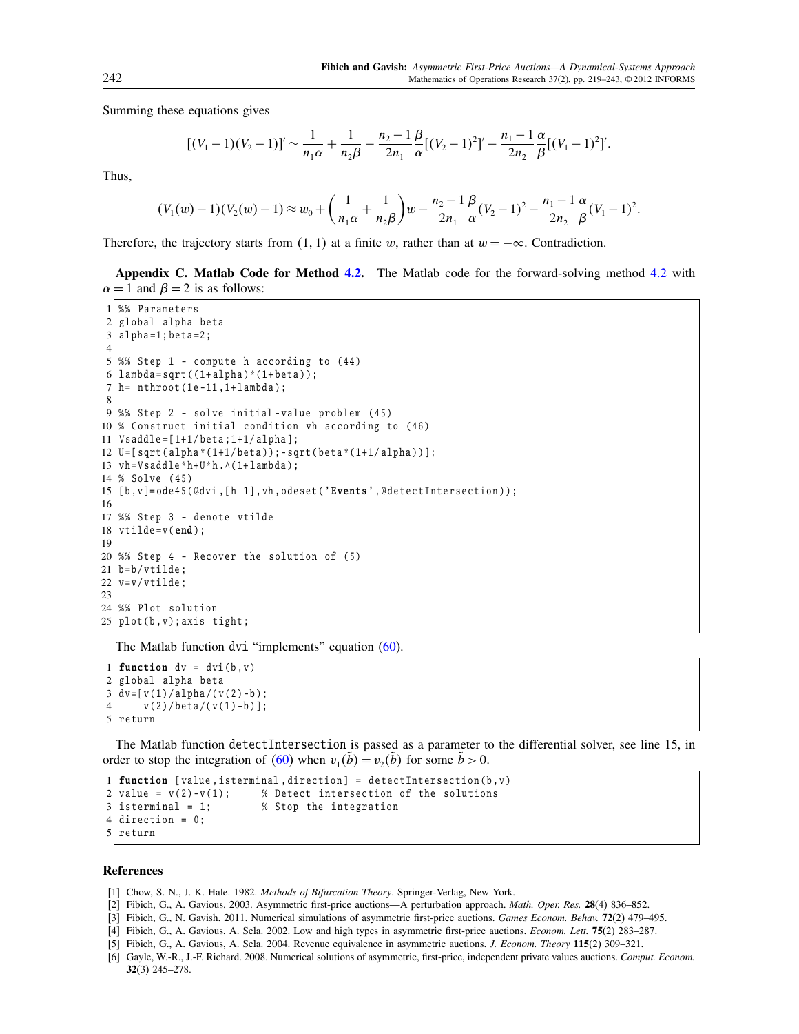Summing these equations gives

$$[(V_1 - 1)(V_2 - 1)]' \sim \frac{1}{n_1 \alpha} + \frac{1}{n_2 \beta} - \frac{n_2 - 1}{2n_1} \frac{\beta}{\alpha} [(V_2 - 1)^2]' - \frac{n_1 - 1}{2n_2} \frac{\alpha}{\beta} [(V_1 - 1)^2]'.$$

Thus,

$$(V_1(w) - 1)(V_2(w) - 1) \approx w_0 + \left( \frac{1}{n_1 \alpha} + \frac{1}{n_2 \beta} \right) w - \frac{n_2 - 1}{2n_1} \frac{\beta}{\alpha} (V_2 - 1)^2 - \frac{n_1 - 1}{2n_2} \frac{\alpha}{\beta} (V_1 - 1)^2.$$

Therefore, the trajectory starts from $(1, 1)$ at a finite $w$, rather than at $w = -\infty$. Contradiction.

**Appendix C. Matlab Code for Method 4.2.** The Matlab code for the forward-solving method 4.2 with $\alpha = 1$ and $\beta = 2$ is as follows:

```
%% Parameters
global alpha beta
alpha=1;beta=2;

%% Step 1 - compute h according to (44)
lambda=sqrt((1+alpha)*(1+beta));
h= nthroot(1e-11,1+lambda);

%% Step 2 - solve initial-value problem (45)
% Construct initial condition vh according to (46)
Vsaddle=[1+1/beta;1+1/alpha];
U=[sqrt(alpha*(1+1/beta));-sqrt(beta*(1+1/alpha))];
vh=Vsaddle*h+U*h.^(1+lambda);
% Solve (45)
[b,v]=ode45(@dvi,[h 1],vh,odeset('Events',@detectIntersection));

%% Step 3 - denote vtilde
vtilde=v(end);

%% Step 4 - Recover the solution of (5)
b=b/vtilde;
v=v/vtilde;

%% Plot solution
plot(b,v);axis tight;
```

The Matlab function dvi "implements" equation (60).

```
function dv = dvi(b,v)
global alpha beta
dv=[v(1)/alpha/(v(2)-b);
    v(2)/beta/(v(1)-b)];
return
```

The Matlab function detectIntersection is passed as a parameter to the differential solver, see line 15, in order to stop the integration of (60) when $v_1(\tilde{b}) = v_2(\tilde{b})$ for some $\tilde{b} > 0$.

```
function [value,isterminal,direction] = detectIntersection(b,v)
value = v(2)-v(1);     % Detect intersection of the solutions
isterminal = 1;        % Stop the integration
direction = 0;
return
```

## References

[1] Chow, S. N., J. K. Hale. 1982. *Methods of Bifurcation Theory*. Springer-Verlag, New York.

[2] Fibich, G., A. Gavious. 2003. Asymmetric first-price auctions—A perturbation approach. *Math. Oper. Res.* **28**(4) 836–852.

[3] Fibich, G., N. Gavish. 2011. Numerical simulations of asymmetric first-price auctions. *Games Econom. Behav.* **72**(2) 479–495.

[4] Fibich, G., A. Gavious, A. Sela. 2002. Low and high types in asymmetric first-price auctions. *Econom. Lett.* **75**(2) 283–287.

[5] Fibich, G., A. Gavious, A. Sela. 2004. Revenue equivalence in asymmetric auctions. *J. Econom. Theory* **115**(2) 309–321.

[6] Gayle, W.-R., J.-F. Richard. 2008. Numerical solutions of asymmetric, first-price, independent private values auctions. *Comput. Econom.* **32**(3) 245–278.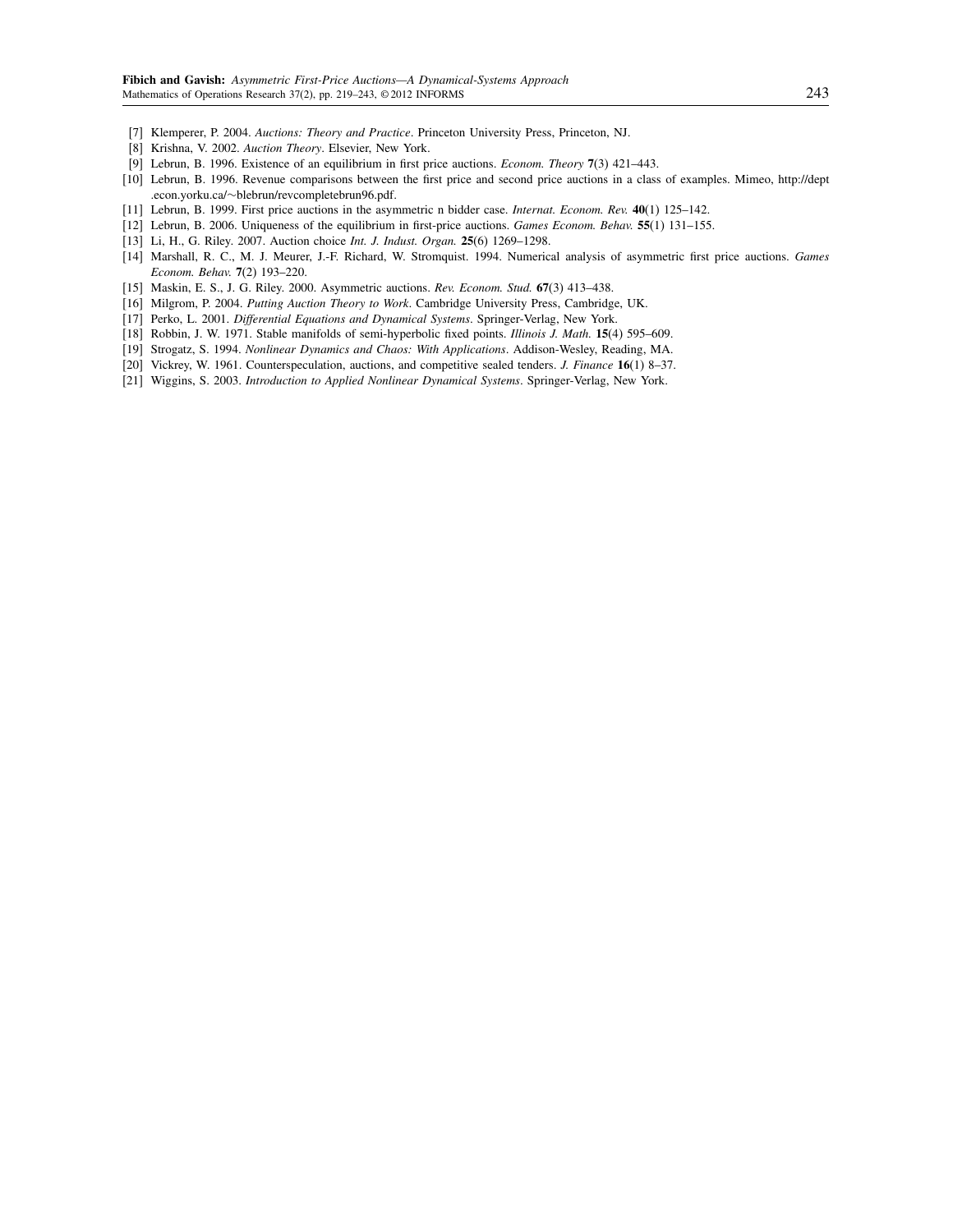[7] Klemperer, P. 2004. *Auctions: Theory and Practice*. Princeton University Press, Princeton, NJ.

[8] Krishna, V. 2002. *Auction Theory*. Elsevier, New York.

[9] Lebrun, B. 1996. Existence of an equilibrium in first price auctions. *Econom. Theory* **7**(3) 421–443.

[10] Lebrun, B. 1996. Revenue comparisons between the first price and second price auctions in a class of examples. Mimeo, http://dept.econ.yorku.ca/~blebrun/revcompletebrun96.pdf.

[11] Lebrun, B. 1999. First price auctions in the asymmetric n bidder case. *Internat. Econom. Rev.* **40**(1) 125–142.

[12] Lebrun, B. 2006. Uniqueness of the equilibrium in first-price auctions. *Games Econom. Behav.* **55**(1) 131–155.

[13] Li, H., G. Riley. 2007. Auction choice *Int. J. Indust. Organ.* **25**(6) 1269–1298.

[14] Marshall, R. C., M. J. Meurer, J.-F. Richard, W. Stromquist. 1994. Numerical analysis of asymmetric first price auctions. *Games Econom. Behav.* **7**(2) 193–220.

[15] Maskin, E. S., J. G. Riley. 2000. Asymmetric auctions. *Rev. Econom. Stud.* **67**(3) 413–438.

[16] Milgrom, P. 2004. *Putting Auction Theory to Work*. Cambridge University Press, Cambridge, UK.

[17] Perko, L. 2001. *Differential Equations and Dynamical Systems*. Springer-Verlag, New York.

[18] Robbin, J. W. 1971. Stable manifolds of semi-hyperbolic fixed points. *Illinois J. Math.* **15**(4) 595–609.

[19] Strogatz, S. 1994. *Nonlinear Dynamics and Chaos: With Applications*. Addison-Wesley, Reading, MA.

[20] Vickrey, W. 1961. Counterspeculation, auctions, and competitive sealed tenders. *J. Finance* **16**(1) 8–37.

[21] Wiggins, S. 2003. *Introduction to Applied Nonlinear Dynamical Systems*. Springer-Verlag, New York.